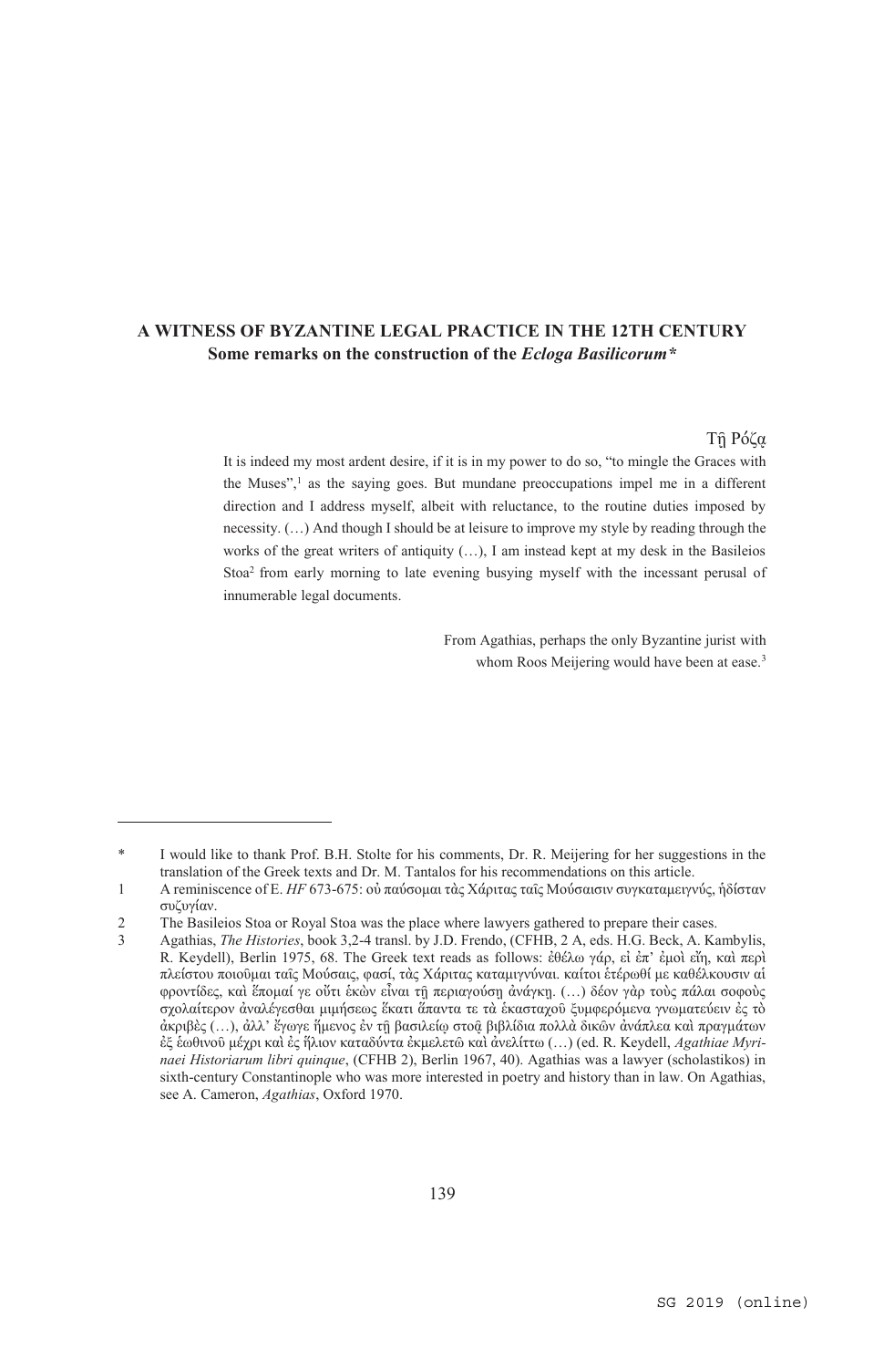# A WITNESS OF BYZANTINE LEGAL PRACTICE IN THE 12TH CENTURY

## Some remarks on the construction of the *Ecloga Basilicorum**

Τῇ Ρόζᾳ

It is indeed my most ardent desire, if it is in my power to do so, "to mingle the Graces with the Muses",[1] as the saying goes. But mundane preoccupations impel me in a different direction and I address myself, albeit with reluctance, to the routine duties imposed by necessity. (…) And though I should be at leisure to improve my style by reading through the works of the great writers of antiquity (…), I am instead kept at my desk in the Basileios Stoa[2] from early morning to late evening busying myself with the incessant perusal of innumerable legal documents.

From Agathias, perhaps the only Byzantine jurist with whom Roos Meijering would have been at ease.[3]

---

\* I would like to thank Prof. B.H. Stolte for his comments, Dr. R. Meijering for her suggestions in the translation of the Greek texts and Dr. M. Tantalos for his recommendations on this article.

1 A reminiscence of E. *HF* 673-675: οὐ παύσομαι τὰς Χάριτας ταῖς Μούσαισιν συγκαταμειγνύς, ἡδίσταν συζυγίαν.

2 The Basileios Stoa or Royal Stoa was the place where lawyers gathered to prepare their cases.

3 Agathias, *The Histories*, book 3,2-4 transl. by J.D. Frendo, (CFHB, 2 A, eds. H.G. Beck, A. Kambylis, R. Keydell), Berlin 1975, 68. The Greek text reads as follows: ἐθέλω γάρ, εἰ ἐπ' ἐμοὶ εἴη, καὶ περὶ πλείστου ποιοῦμαι ταῖς Μούσαις, φασί, τὰς Χάριτας καταμιγνύναι. καίτοι ἑτέρωθί με καθέλκουσιν αἱ φροντίδες, καὶ ἕπομαί γε οὔτι ἑκὼν εἶναι τῇ περιαγούσῃ ἀνάγκῃ. (…) δέον γὰρ τοὺς πάλαι σοφοὺς σχολαίτερον ἀναλέγεσθαι μιμήσεως ἕκατι ἅπαντα τε τὰ ἑκασταχοῦ ξυμφερόμενα γνωματεύειν ἐς τὸ ἀκριβὲς (…), ἀλλ' ἔγωγε ἥμενος ἐν τῇ βασιλείῳ στοᾷ βιβλίδια πολλὰ δικῶν ἀνάπλεα καὶ πραγμάτων ἐξ ἑωθινοῦ μέχρι καὶ ἐς ἥλιον καταδύντα ἐκμελετῶ καὶ ἀνελίττω (…) (ed. R. Keydell, *Agathiae Myrinaei Historiarum libri quinque*, (CFHB 2), Berlin 1967, 40). Agathias was a lawyer (scholastikos) in sixth-century Constantinople who was more interested in poetry and history than in law. On Agathias, see A. Cameron, *Agathias*, Oxford 1970.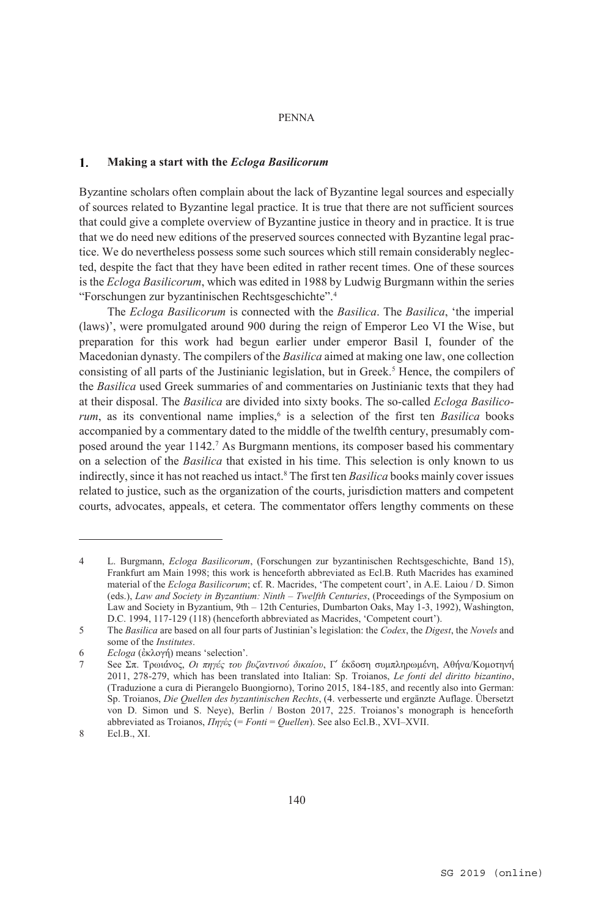## 1. Making a start with the *Ecloga Basilicorum*

Byzantine scholars often complain about the lack of Byzantine legal sources and especially of sources related to Byzantine legal practice. It is true that there are not sufficient sources that could give a complete overview of Byzantine justice in theory and in practice. It is true that we do need new editions of the preserved sources connected with Byzantine legal practice. We do nevertheless possess some such sources which still remain considerably neglected, despite the fact that they have been edited in rather recent times. One of these sources is the *Ecloga Basilicorum*, which was edited in 1988 by Ludwig Burgmann within the series "Forschungen zur byzantinischen Rechtsgeschichte".[4]

The *Ecloga Basilicorum* is connected with the *Basilica*. The *Basilica*, 'the imperial (laws)', were promulgated around 900 during the reign of Emperor Leo VI the Wise, but preparation for this work had begun earlier under emperor Basil I, founder of the Macedonian dynasty. The compilers of the *Basilica* aimed at making one law, one collection consisting of all parts of the Justinianic legislation, but in Greek.[5] Hence, the compilers of the *Basilica* used Greek summaries of and commentaries on Justinianic texts that they had at their disposal. The *Basilica* are divided into sixty books. The so-called *Ecloga Basilicorum*, as its conventional name implies,[6] is a selection of the first ten *Basilica* books accompanied by a commentary dated to the middle of the twelfth century, presumably composed around the year 1142.[7] As Burgmann mentions, its composer based his commentary on a selection of the *Basilica* that existed in his time. This selection is only known to us indirectly, since it has not reached us intact.[8] The first ten *Basilica* books mainly cover issues related to justice, such as the organization of the courts, jurisdiction matters and competent courts, advocates, appeals, et cetera. The commentator offers lengthy comments on these

---

4 L. Burgmann, *Ecloga Basilicorum*, (Forschungen zur byzantinischen Rechtsgeschichte, Band 15), Frankfurt am Main 1998; this work is henceforth abbreviated as Ecl.B. Ruth Macrides has examined material of the *Ecloga Basilicorum*; cf. R. Macrides, 'The competent court', in A.E. Laiou / D. Simon (eds.), *Law and Society in Byzantium: Ninth – Twelfth Centuries*, (Proceedings of the Symposium on Law and Society in Byzantium, 9th – 12th Centuries, Dumbarton Oaks, May 1-3, 1992), Washington, D.C. 1994, 117-129 (118) (henceforth abbreviated as Macrides, 'Competent court').

5 The *Basilica* are based on all four parts of Justinian's legislation: the *Codex*, the *Digest*, the *Novels* and some of the *Institutes*.

6 *Ecloga* (ἐκλογή) means 'selection'.

7 See Σπ. Τρωιάνος, *Οι πηγές του βυζαντινού δικαίου*, Γ΄ έκδοση συμπληρωμένη, Αθήνα/Κομοτηνή 2011, 278-279, which has been translated into Italian: Sp. Troianos, *Le fonti del diritto bizantino*, (Traduzione a cura di Pierangelo Buongiorno), Torino 2015, 184-185, and recently also into German: Sp. Troianos, *Die Quellen des byzantinischen Rechts*, (4. verbesserte und ergänzte Auflage. Übersetzt von D. Simon und S. Neye), Berlin / Boston 2017, 225. Troianos's monograph is henceforth abbreviated as Troianos, *Πηγές* (= *Fonti* = *Quellen*). See also Ecl.B., XVI–XVII.

8 Ecl.B., XI.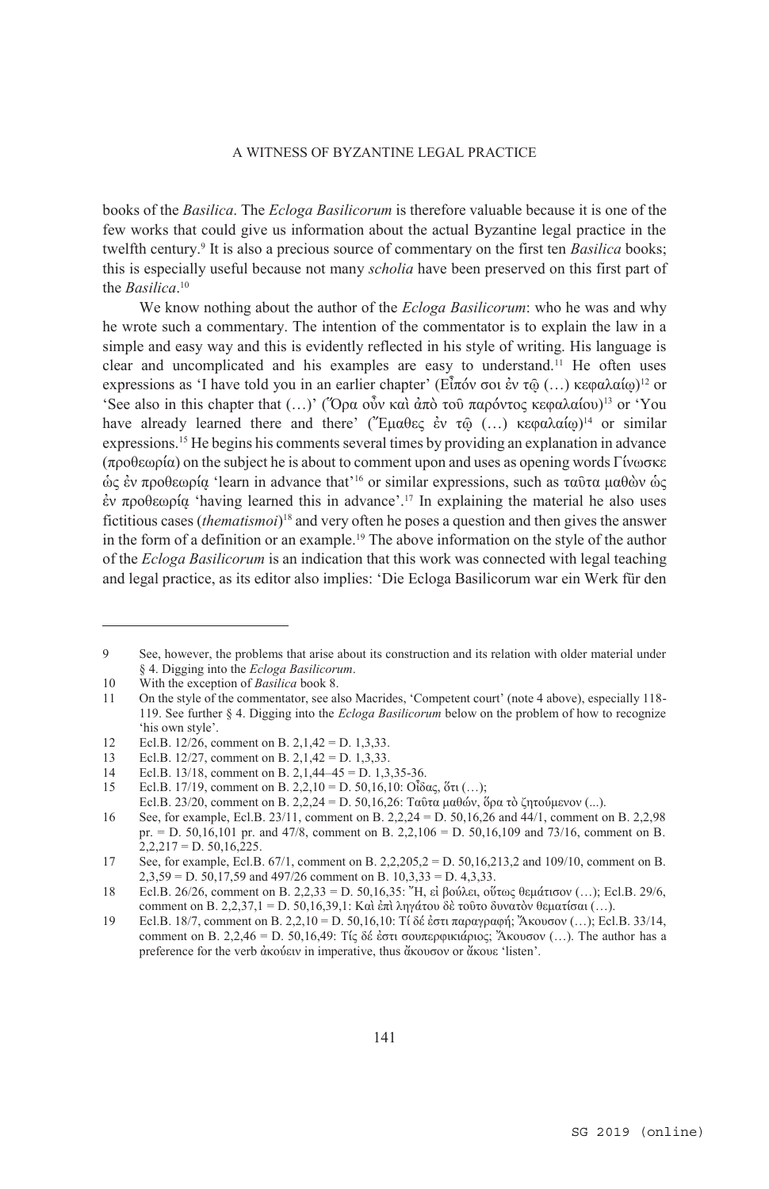books of the *Basilica*. The *Ecloga Basilicorum* is therefore valuable because it is one of the few works that could give us information about the actual Byzantine legal practice in the twelfth century.[9] It is also a precious source of commentary on the first ten *Basilica* books; this is especially useful because not many *scholia* have been preserved on this first part of the *Basilica*.[10]

We know nothing about the author of the *Ecloga Basilicorum*: who he was and why he wrote such a commentary. The intention of the commentator is to explain the law in a simple and easy way and this is evidently reflected in his style of writing. His language is clear and uncomplicated and his examples are easy to understand.[11] He often uses expressions as 'I have told you in an earlier chapter' (Εἶπόν σοι ἐν τῷ (…) κεφαλαίῳ)[12] or 'See also in this chapter that (…)' (Ὅρα οὖν καὶ ἀπὸ τοῦ παρόντος κεφαλαίου)[13] or 'You have already learned there and there' (Ἔμαθες ἐν τῷ (…) κεφαλαίῳ)[14] or similar expressions.[15] He begins his comments several times by providing an explanation in advance (προθεωρία) on the subject he is about to comment upon and uses as opening words Γίνωσκε ὡς ἐν προθεωρίᾳ 'learn in advance that'[16] or similar expressions, such as ταῦτα μαθὼν ὡς ἐν προθεωρίᾳ 'having learned this in advance'.[17] In explaining the material he also uses fictitious cases (*thematismoi*)[18] and very often he poses a question and then gives the answer in the form of a definition or an example.[19] The above information on the style of the author of the *Ecloga Basilicorum* is an indication that this work was connected with legal teaching and legal practice, as its editor also implies: 'Die Ecloga Basilicorum war ein Werk für den

---

9 See, however, the problems that arise about its construction and its relation with older material under § 4. Digging into the *Ecloga Basilicorum*.

10 With the exception of *Basilica* book 8.

11 On the style of the commentator, see also Macrides, 'Competent court' (note 4 above), especially 118-119. See further § 4. Digging into the *Ecloga Basilicorum* below on the problem of how to recognize 'his own style'.

12 Ecl.B. 12/26, comment on B. 2,1,42 = D. 1,3,33.

13 Ecl.B. 12/27, comment on B. 2,1,42 = D. 1,3,33.

14 Ecl.B. 13/18, comment on B. 2,1,44–45 = D. 1,3,35-36.

15 Ecl.B. 17/19, comment on B. 2,2,10 = D. 50,16,10: Οἶδας, ὅτι (…);
Ecl.B. 23/20, comment on B. 2,2,24 = D. 50,16,26: Ταῦτα μαθών, ὅρα τὸ ζητούμενον (...).

16 See, for example, Ecl.B. 23/11, comment on B. 2,2,24 = D. 50,16,26 and 44/1, comment on B. 2,2,98 pr. = D. 50,16,101 pr. and 47/8, comment on B. 2,2,106 = D. 50,16,109 and 73/16, comment on B. 2,2,217 = D. 50,16,225.

17 See, for example, Ecl.B. 67/1, comment on B. 2,2,205,2 = D. 50,16,213,2 and 109/10, comment on B. 2,3,59 = D. 50,17,59 and 497/26 comment on B. 10,3,33 = D. 4,3,33.

18 Ecl.B. 26/26, comment on B. 2,2,33 = D. 50,16,35: Ἤ, εἰ βούλει, οὕτως θεμάτισον (…); Ecl.B. 29/6, comment on B. 2,2,37,1 = D. 50,16,39,1: Καὶ ἐπὶ ληγάτου δὲ τοῦτο δυνατὸν θεματίσαι (…).

19 Ecl.B. 18/7, comment on B. 2,2,10 = D. 50,16,10: Τί δέ ἐστι παραγραφή; Ἄκουσον (…); Ecl.B. 33/14, comment on B. 2,2,46 = D. 50,16,49: Τίς δέ ἐστι σουπερφικιάριος; Ἄκουσον (…). The author has a preference for the verb ἀκούειν in imperative, thus ἄκουσον or ἄκουε 'listen'.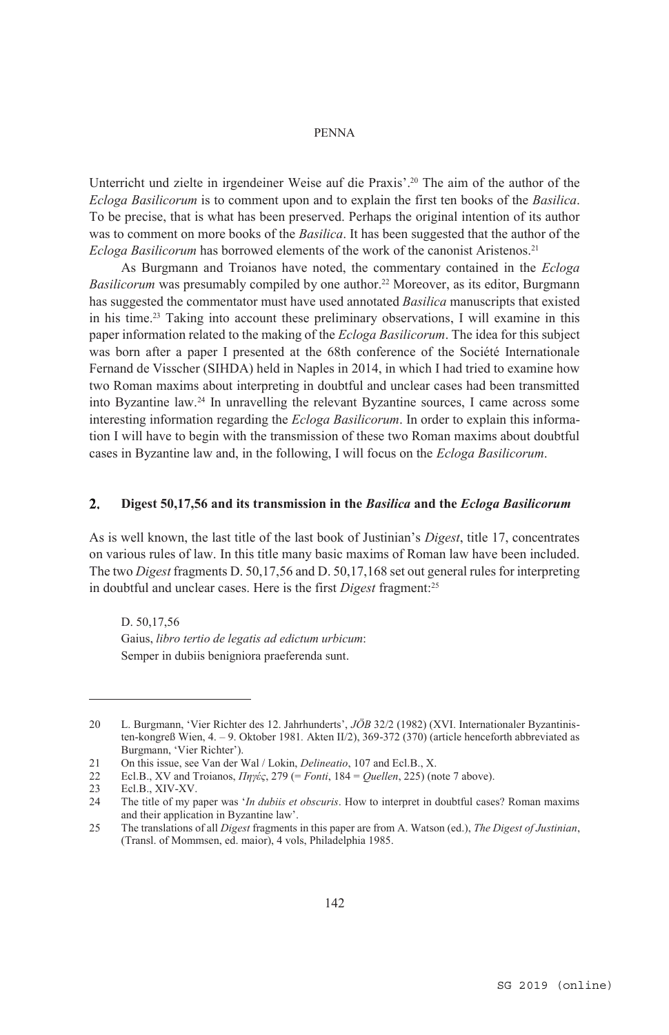Unterricht und zielte in irgendeiner Weise auf die Praxis'.[20] The aim of the author of the *Ecloga Basilicorum* is to comment upon and to explain the first ten books of the *Basilica*. To be precise, that is what has been preserved. Perhaps the original intention of its author was to comment on more books of the *Basilica*. It has been suggested that the author of the *Ecloga Basilicorum* has borrowed elements of the work of the canonist Aristenos.[21]

As Burgmann and Troianos have noted, the commentary contained in the *Ecloga Basilicorum* was presumably compiled by one author.[22] Moreover, as its editor, Burgmann has suggested the commentator must have used annotated *Basilica* manuscripts that existed in his time.[23] Taking into account these preliminary observations, I will examine in this paper information related to the making of the *Ecloga Basilicorum*. The idea for this subject was born after a paper I presented at the 68th conference of the Société Internationale Fernand de Visscher (SIHDA) held in Naples in 2014, in which I had tried to examine how two Roman maxims about interpreting in doubtful and unclear cases had been transmitted into Byzantine law.[24] In unravelling the relevant Byzantine sources, I came across some interesting information regarding the *Ecloga Basilicorum*. In order to explain this information I will have to begin with the transmission of these two Roman maxims about doubtful cases in Byzantine law and, in the following, I will focus on the *Ecloga Basilicorum*.

## 2. Digest 50,17,56 and its transmission in the *Basilica* and the *Ecloga Basilicorum*

As is well known, the last title of the last book of Justinian's *Digest*, title 17, concentrates on various rules of law. In this title many basic maxims of Roman law have been included. The two *Digest* fragments D. 50,17,56 and D. 50,17,168 set out general rules for interpreting in doubtful and unclear cases. Here is the first *Digest* fragment:[25]

> D. 50,17,56
> Gaius, *libro tertio de legatis ad edictum urbicum*:
> Semper in dubiis benigniora praeferenda sunt.

---

20 L. Burgmann, 'Vier Richter des 12. Jahrhunderts', *JÖB* 32/2 (1982) (XVI. Internationaler Byzantinisten-kongreß Wien, 4. – 9. Oktober 1981. Akten II/2), 369-372 (370) (article henceforth abbreviated as Burgmann, 'Vier Richter').

21 On this issue, see Van der Wal / Lokin, *Delineatio*, 107 and Ecl.B., X.

22 Ecl.B., XV and Troianos, *Πηγές*, 279 (= *Fonti*, 184 = *Quellen*, 225) (note 7 above).

23 Ecl.B., XIV-XV.

24 The title of my paper was '*In dubiis et obscuris*. How to interpret in doubtful cases? Roman maxims and their application in Byzantine law'.

25 The translations of all *Digest* fragments in this paper are from A. Watson (ed.), *The Digest of Justinian*, (Transl. of Mommsen, ed. maior), 4 vols, Philadelphia 1985.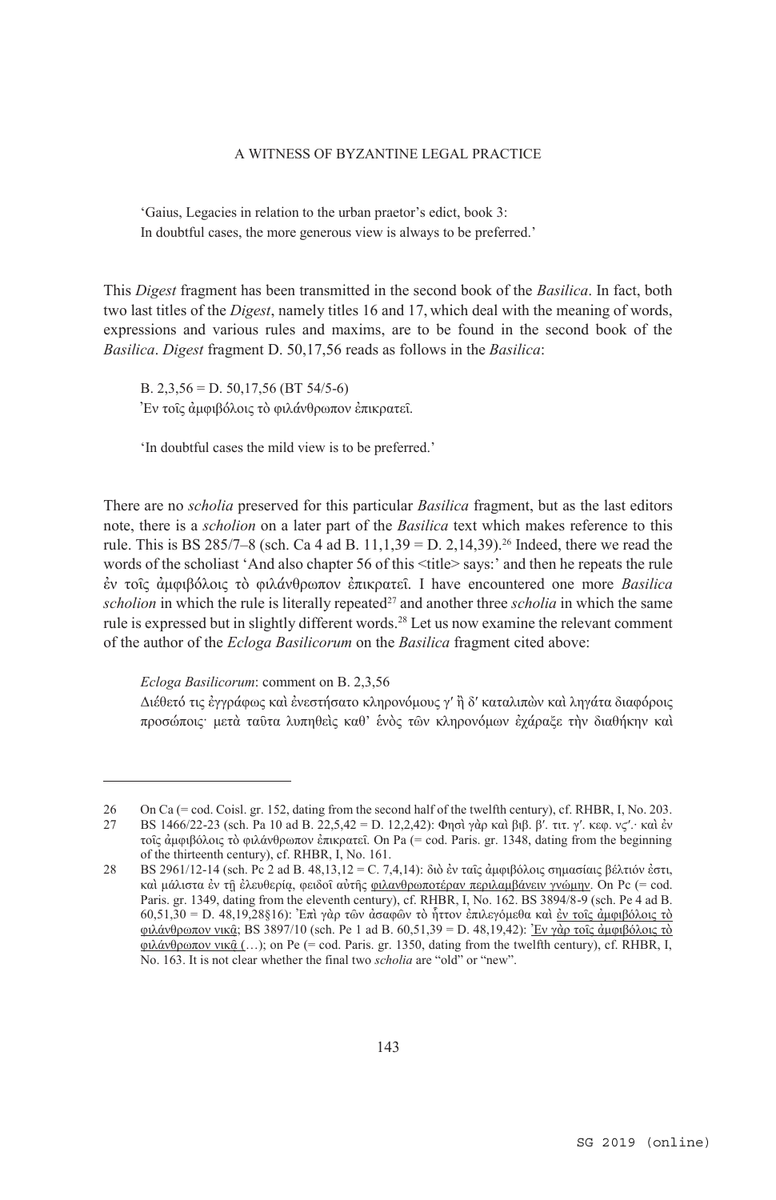'Gaius, Legacies in relation to the urban praetor's edict, book 3:
In doubtful cases, the more generous view is always to be preferred.'

This *Digest* fragment has been transmitted in the second book of the *Basilica*. In fact, both two last titles of the *Digest*, namely titles 16 and 17, which deal with the meaning of words, expressions and various rules and maxims, are to be found in the second book of the *Basilica*. *Digest* fragment D. 50,17,56 reads as follows in the *Basilica*:

B. 2,3,56 = D. 50,17,56 (BT 54/5-6)
Ἐν τοῖς ἀμφιβόλοις τὸ φιλάνθρωπον ἐπικρατεῖ.

'In doubtful cases the mild view is to be preferred.'

There are no *scholia* preserved for this particular *Basilica* fragment, but as the last editors note, there is a *scholion* on a later part of the *Basilica* text which makes reference to this rule. This is BS 285/7–8 (sch. Ca 4 ad B. 11,1,39 = D. 2,14,39).[26] Indeed, there we read the words of the scholiast 'And also chapter 56 of this <title> says:' and then he repeats the rule ἐν τοῖς ἀμφιβόλοις τὸ φιλάνθρωπον ἐπικρατεῖ. I have encountered one more *Basilica scholion* in which the rule is literally repeated[27] and another three *scholia* in which the same rule is expressed but in slightly different words.[28] Let us now examine the relevant comment of the author of the *Ecloga Basilicorum* on the *Basilica* fragment cited above:

*Ecloga Basilicorum*: comment on B. 2,3,56
Διέθετό τις ἐγγράφως καὶ ἐνεστήσατο κληρονόμους γʹ ἢ δʹ καταλιπὼν καὶ ληγάτα διαφόροις προσώποις· μετὰ ταῦτα λυπηθεὶς καθ' ἑνὸς τῶν κληρονόμων ἐχάραξε τὴν διαθήκην καὶ

---

26 On Ca (= cod. Coisl. gr. 152, dating from the second half of the twelfth century), cf. RHBR, I, No. 203.

27 BS 1466/22-23 (sch. Pa 10 ad B. 22,5,42 = D. 12,2,42): Φησὶ γὰρ καὶ βιβ. βʹ. τιτ. γʹ. κεφ. νςʹ.· καὶ ἐν τοῖς ἀμφιβόλοις τὸ φιλάνθρωπον ἐπικρατεῖ. On Pa (= cod. Paris. gr. 1348, dating from the beginning of the thirteenth century), cf. RHBR, I, No. 161.

28 BS 2961/12-14 (sch. Pc 2 ad B. 48,13,12 = C. 7,4,14): διὸ ἐν ταῖς ἀμφιβόλοις σημασίαις βέλτιόν ἐστι, καὶ μάλιστα ἐν τῇ ἐλευθερίᾳ, φειδοῖ αὐτῆς <u>φιλανθρωποτέραν περιλαμβάνειν γνώμην</u>. On Pc (= cod. Paris. gr. 1349, dating from the eleventh century), cf. RHBR, I, No. 162. BS 3894/8-9 (sch. Pe 4 ad B. 60,51,30 = D. 48,19,28§16): Ἐπὶ γὰρ τῶν ἀσαφῶν τὸ ἧττον ἐπιλεγόμεθα καὶ <u>ἐν τοῖς ἀμφιβόλοις τὸ φιλάνθρωπον νικᾷ</u>; BS 3897/10 (sch. Pe 1 ad B. 60,51,39 = D. 48,19,42): <u>Ἐν γὰρ τοῖς ἀμφιβόλοις τὸ φιλάνθρωπον νικᾷ</u> (…); on Pe (= cod. Paris. gr. 1350, dating from the twelfth century), cf. RHBR, I, No. 163. It is not clear whether the final two *scholia* are "old" or "new".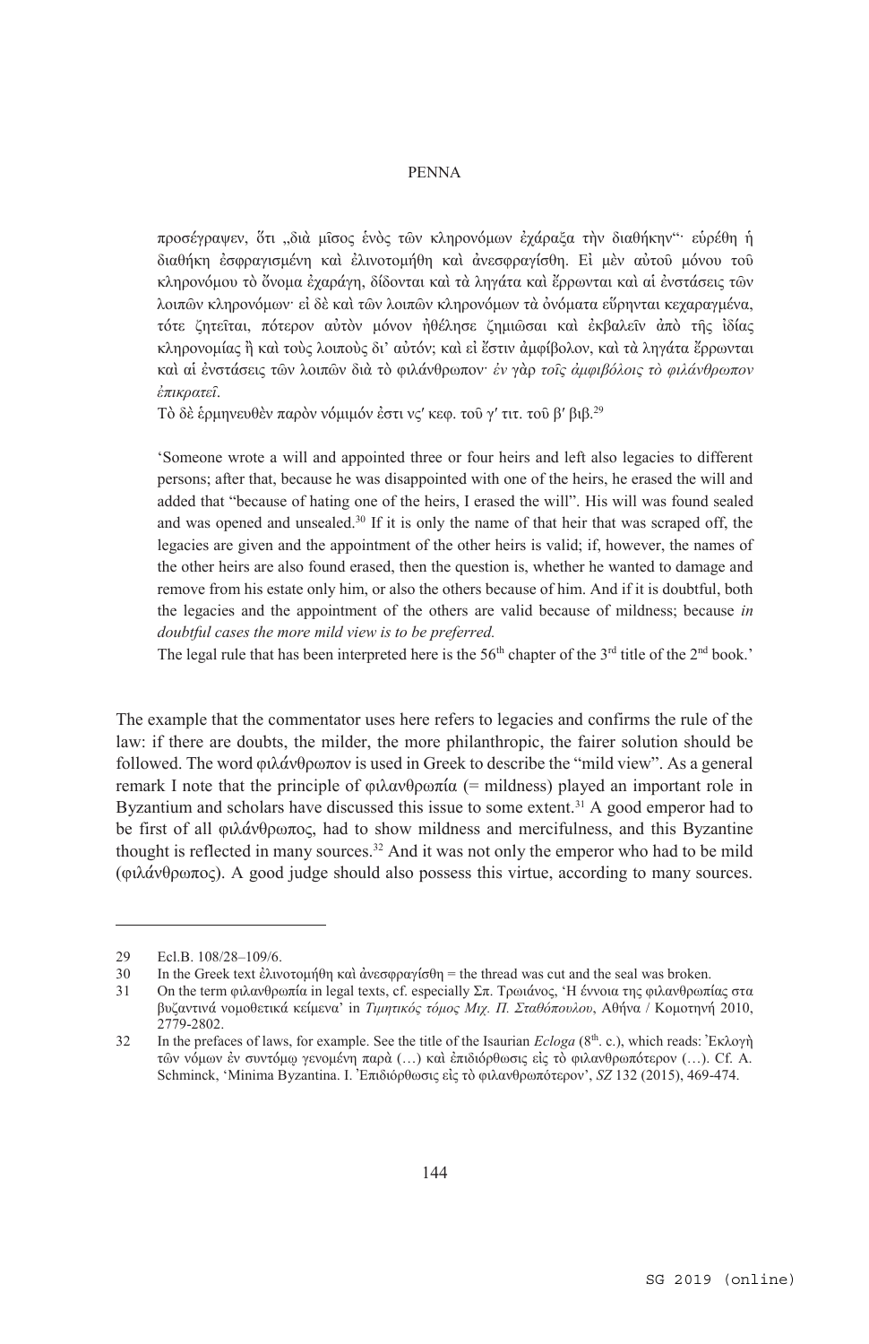προσέγραψεν, ὅτι „διὰ μῖσος ἑνὸς τῶν κληρονόμων ἐχάραξα τὴν διαθήκην“· εὑρέθη ἡ διαθήκη ἐσφραγισμένη καὶ ἐλινοτομήθη καὶ ἀνεσφραγίσθη. Εἰ μὲν αὐτοῦ μόνου τοῦ κληρονόμου τὸ ὄνομα ἐχαράγη, δίδονται καὶ τὰ ληγάτα καὶ ἔρρωνται καὶ αἱ ἐνστάσεις τῶν λοιπῶν κληρονόμων· εἰ δὲ καὶ τῶν λοιπῶν κληρονόμων τὰ ὀνόματα εὕρηνται κεχαραγμένα, τότε ζητεῖται, πότερον αὐτὸν μόνον ἠθέλησε ζημιῶσαι καὶ ἐκβαλεῖν ἀπὸ τῆς ἰδίας κληρονομίας ἢ καὶ τοὺς λοιποὺς δι᾽ αὐτόν; καὶ εἰ ἔστιν ἀμφίβολον, καὶ τὰ ληγάτα ἔρρωνται καὶ αἱ ἐνστάσεις τῶν λοιπῶν διὰ τὸ φιλάνθρωπον· *ἐν γὰρ τοῖς ἀμφιβόλοις τὸ φιλάνθρωπον ἐπικρατεῖ*.

Τὸ δὲ ἑρμηνευθὲν παρὸν νόμιμόν ἐστι νς′ κεφ. τοῦ γ′ τιτ. τοῦ β′ βιβ.[29]

‘Someone wrote a will and appointed three or four heirs and left also legacies to different persons; after that, because he was disappointed with one of the heirs, he erased the will and added that “because of hating one of the heirs, I erased the will”. His will was found sealed and was opened and unsealed.[30] If it is only the name of that heir that was scraped off, the legacies are given and the appointment of the other heirs is valid; if, however, the names of the other heirs are also found erased, then the question is, whether he wanted to damage and remove from his estate only him, or also the others because of him. And if it is doubtful, both the legacies and the appointment of the others are valid because of mildness; because *in doubtful cases the more mild view is to be preferred.*

The legal rule that has been interpreted here is the 56th chapter of the 3rd title of the 2nd book.’

The example that the commentator uses here refers to legacies and confirms the rule of the law: if there are doubts, the milder, the more philanthropic, the fairer solution should be followed. The word φιλάνθρωπον is used in Greek to describe the “mild view”. As a general remark I note that the principle of φιλανθρωπία (= mildness) played an important role in Byzantium and scholars have discussed this issue to some extent.[31] A good emperor had to be first of all φιλάνθρωπος, had to show mildness and mercifulness, and this Byzantine thought is reflected in many sources.[32] And it was not only the emperor who had to be mild (φιλάνθρωπος). A good judge should also possess this virtue, according to many sources.

---

29 Ecl.B. 108/28–109/6.

30 In the Greek text ἐλινοτομήθη καὶ ἀνεσφραγίσθη = the thread was cut and the seal was broken.

31 On the term φιλανθρωπία in legal texts, cf. especially Σπ. Τρωιάνος, ‘Η έννοια της φιλανθρωπίας στα βυζαντινά νομοθετικά κείμενα’ in *Τιμητικός τόμος Μιχ. Π. Σταθόπουλου*, Αθήνα / Κομοτηνή 2010, 2779-2802.

32 In the prefaces of laws, for example. See the title of the Isaurian *Ecloga* (8th. c.), which reads: Ἐκλογὴ τῶν νόμων ἐν συντόμῳ γενομένη παρὰ (…) καὶ ἐπιδιόρθωσις εἰς τὸ φιλανθρωπότερον (…). Cf. A. Schminck, ‘Minima Byzantina. I. Ἐπιδιόρθωσις εἰς τὸ φιλανθρωπότερον’, *SZ* 132 (2015), 469-474.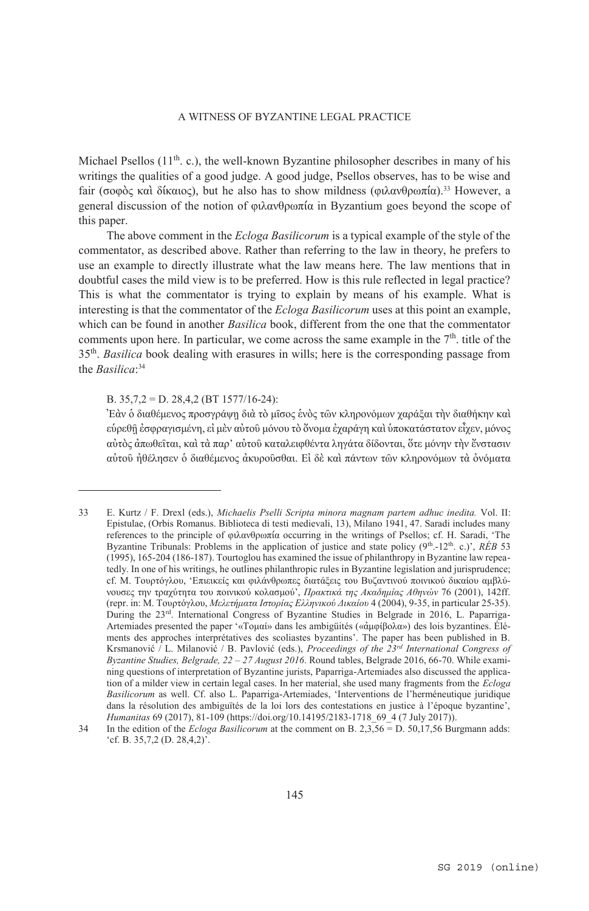Michael Psellos (11th. c.), the well-known Byzantine philosopher describes in many of his writings the qualities of a good judge. A good judge, Psellos observes, has to be wise and fair (σοφὸς καὶ δίκαιος), but he also has to show mildness (φιλανθρωπία).[33] However, a general discussion of the notion of φιλανθρωπία in Byzantium goes beyond the scope of this paper.

The above comment in the *Ecloga Basilicorum* is a typical example of the style of the commentator, as described above. Rather than referring to the law in theory, he prefers to use an example to directly illustrate what the law means here. The law mentions that in doubtful cases the mild view is to be preferred. How is this rule reflected in legal practice? This is what the commentator is trying to explain by means of his example. What is interesting is that the commentator of the *Ecloga Basilicorum* uses at this point an example, which can be found in another *Basilica* book, different from the one that the commentator comments upon here. In particular, we come across the same example in the 7th. title of the 35th. *Basilica* book dealing with erasures in wills; here is the corresponding passage from the *Basilica*:[34]

B. 35,7,2 = D. 28,4,2 (BT 1577/16-24):

Ἐὰν ὁ διαθέμενος προσγράψῃ διὰ τὸ μῖσος ἑνὸς τῶν κληρονόμων χαράξαι τὴν διαθήκην καὶ εὑρεθῇ ἐσφραγισμένη, εἰ μὲν αὐτοῦ μόνου τὸ ὄνομα ἐχαράγη καὶ ὑποκατάστατον εἶχεν, μόνος αὐτὸς ἀπωθεῖται, καὶ τὰ παρ᾽ αὐτοῦ καταλειφθέντα ληγάτα δίδονται, ὅτε μόνην τὴν ἔνστασιν αὐτοῦ ἠθέλησεν ὁ διαθέμενος ἀκυροῦσθαι. Εἰ δὲ καὶ πάντων τῶν κληρονόμων τὰ ὀνόματα

---

33 E. Kurtz / F. Drexl (eds.), *Michaelis Pselli Scripta minora magnam partem adhuc inedita.* Vol. II: Epistulae, (Orbis Romanus. Biblioteca di testi medievali, 13), Milano 1941, 47. Saradi includes many references to the principle of φιλανθρωπία occurring in the writings of Psellos; cf. H. Saradi, 'The Byzantine Tribunals: Problems in the application of justice and state policy (9th.-12th. c.)', *RÉB* 53 (1995), 165-204 (186-187). Tourtoglou has examined the issue of philanthropy in Byzantine law repeatedly. In one of his writings, he outlines philanthropic rules in Byzantine legislation and jurisprudence; cf. Μ. Τουρτόγλου, 'Επιεικείς και φιλάνθρωπες διατάξεις του Βυζαντινού ποινικού δικαίου αμβλύνουσες την τραχύτητα του ποινικού κολασμού', *Πρακτικά της Ακαδημίας Αθηνών* 76 (2001), 142ff. (repr. in: Μ. Τουρτόγλου, *Μελετήματα Ιστορίας Ελληνικού Δικαίου* 4 (2004), 9-35, in particular 25-35). During the 23rd. International Congress of Byzantine Studies in Belgrade in 2016, L. Paparriga-Artemiades presented the paper '«Τομαί» dans les ambigüités («ἀμφίβολα») des lois byzantines. Éléments des approches interprétatives des scoliastes byzantins'. The paper has been published in B. Krsmanović / L. Milanović / B. Pavlović (eds.), *Proceedings of the 23rd International Congress of Byzantine Studies, Belgrade, 22 – 27 August 2016*. Round tables, Belgrade 2016, 66-70. While examining questions of interpretation of Byzantine jurists, Paparriga-Artemiades also discussed the application of a milder view in certain legal cases. In her material, she used many fragments from the *Ecloga Basilicorum* as well. Cf. also L. Paparriga-Artemiades, 'Interventions de l'herméneutique juridique dans la résolution des ambiguïtés de la loi lors des contestations en justice à l'époque byzantine', *Humanitas* 69 (2017), 81-109 (https://doi.org/10.14195/2183-1718_69_4 (7 July 2017)).

34 In the edition of the *Ecloga Basilicorum* at the comment on B. 2,3,56 = D. 50,17,56 Burgmann adds: 'cf. B. 35,7,2 (D. 28,4,2)'.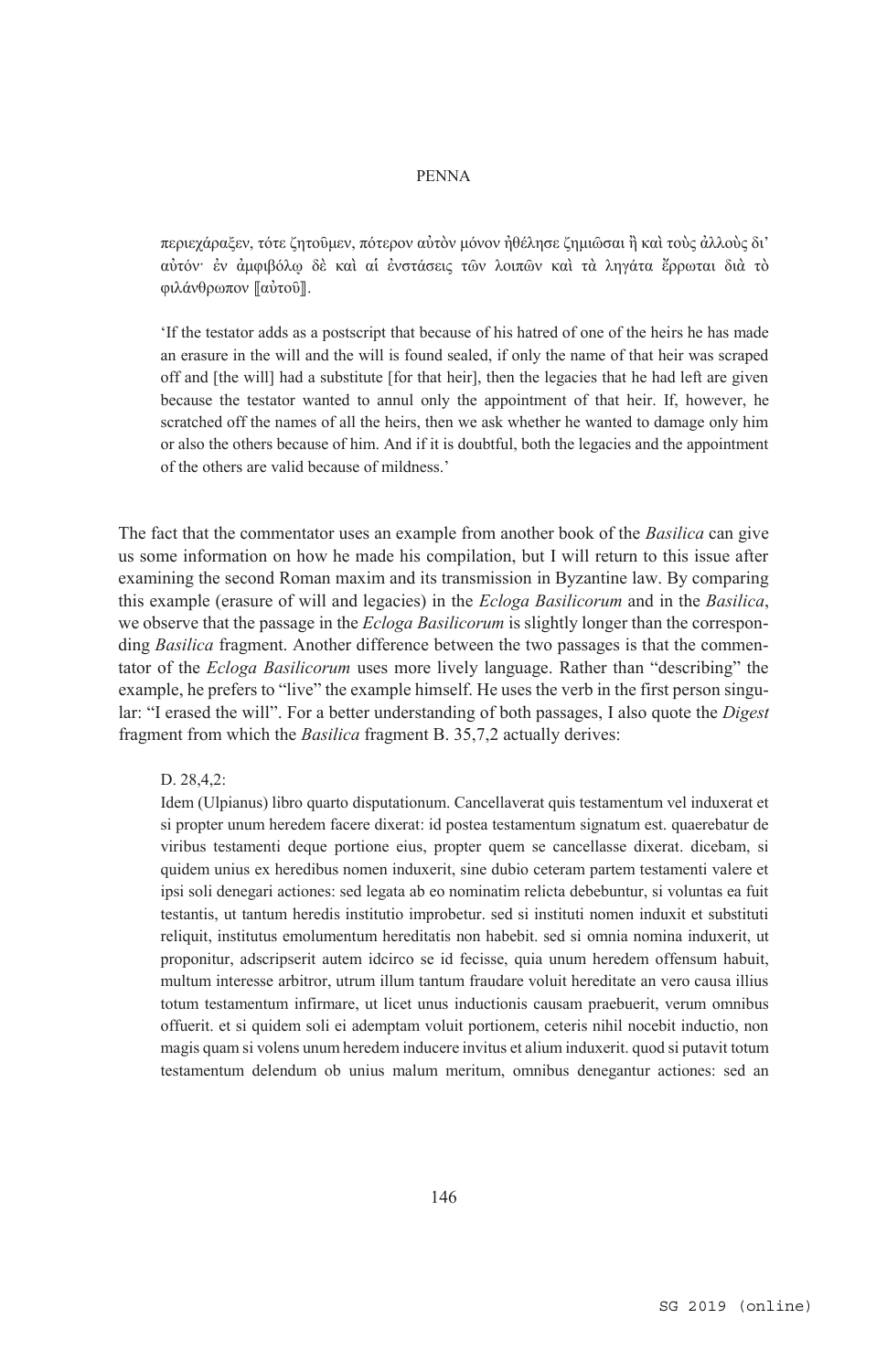περιεχάραξεν, τότε ζητοῦμεν, πότερον αὐτὸν μόνον ἠθέλησε ζημιῶσαι ἢ καὶ τοὺς ἄλλους δι' αὐτόν· ἐν ἀμφιβόλῳ δὲ καὶ αἱ ἐνστάσεις τῶν λοιπῶν καὶ τὰ ληγάτα ἔρρωται διὰ τὸ φιλάνθρωπον ⟦αὐτοῦ⟧.

'If the testator adds as a postscript that because of his hatred of one of the heirs he has made an erasure in the will and the will is found sealed, if only the name of that heir was scraped off and [the will] had a substitute [for that heir], then the legacies that he had left are given because the testator wanted to annul only the appointment of that heir. If, however, he scratched off the names of all the heirs, then we ask whether he wanted to damage only him or also the others because of him. And if it is doubtful, both the legacies and the appointment of the others are valid because of mildness.'

The fact that the commentator uses an example from another book of the *Basilica* can give us some information on how he made his compilation, but I will return to this issue after examining the second Roman maxim and its transmission in Byzantine law. By comparing this example (erasure of will and legacies) in the *Ecloga Basilicorum* and in the *Basilica*, we observe that the passage in the *Ecloga Basilicorum* is slightly longer than the corresponding *Basilica* fragment. Another difference between the two passages is that the commentator of the *Ecloga Basilicorum* uses more lively language. Rather than "describing" the example, he prefers to "live" the example himself. He uses the verb in the first person singular: "I erased the will". For a better understanding of both passages, I also quote the *Digest* fragment from which the *Basilica* fragment B. 35,7,2 actually derives:

D. 28,4,2:
Idem (Ulpianus) libro quarto disputationum. Cancellaverat quis testamentum vel induxerat et si propter unum heredem facere dixerat: id postea testamentum signatum est. quaerebatur de viribus testamenti deque portione eius, propter quem se cancellasse dixerat. dicebam, si quidem unius ex heredibus nomen induxerit, sine dubio ceteram partem testamenti valere et ipsi soli denegari actiones: sed legata ab eo nominatim relicta debebuntur, si voluntas ea fuit testantis, ut tantum heredis institutio improbetur. sed si instituti nomen induxit et substituti reliquit, institutus emolumentum hereditatis non habebit. sed si omnia nomina induxerit, ut proponitur, adscripserit autem idcirco se id fecisse, quia unum heredem offensum habuit, multum interesse arbitror, utrum illum tantum fraudare voluit hereditate an vero causa illius totum testamentum infirmare, ut licet unus inductionis causam praebuerit, verum omnibus offuerit. et si quidem soli ei ademptam voluit portionem, ceteris nihil nocebit inductio, non magis quam si volens unum heredem inducere invitus et alium induxerit. quod si putavit totum testamentum delendum ob unius malum meritum, omnibus denegantur actiones: sed an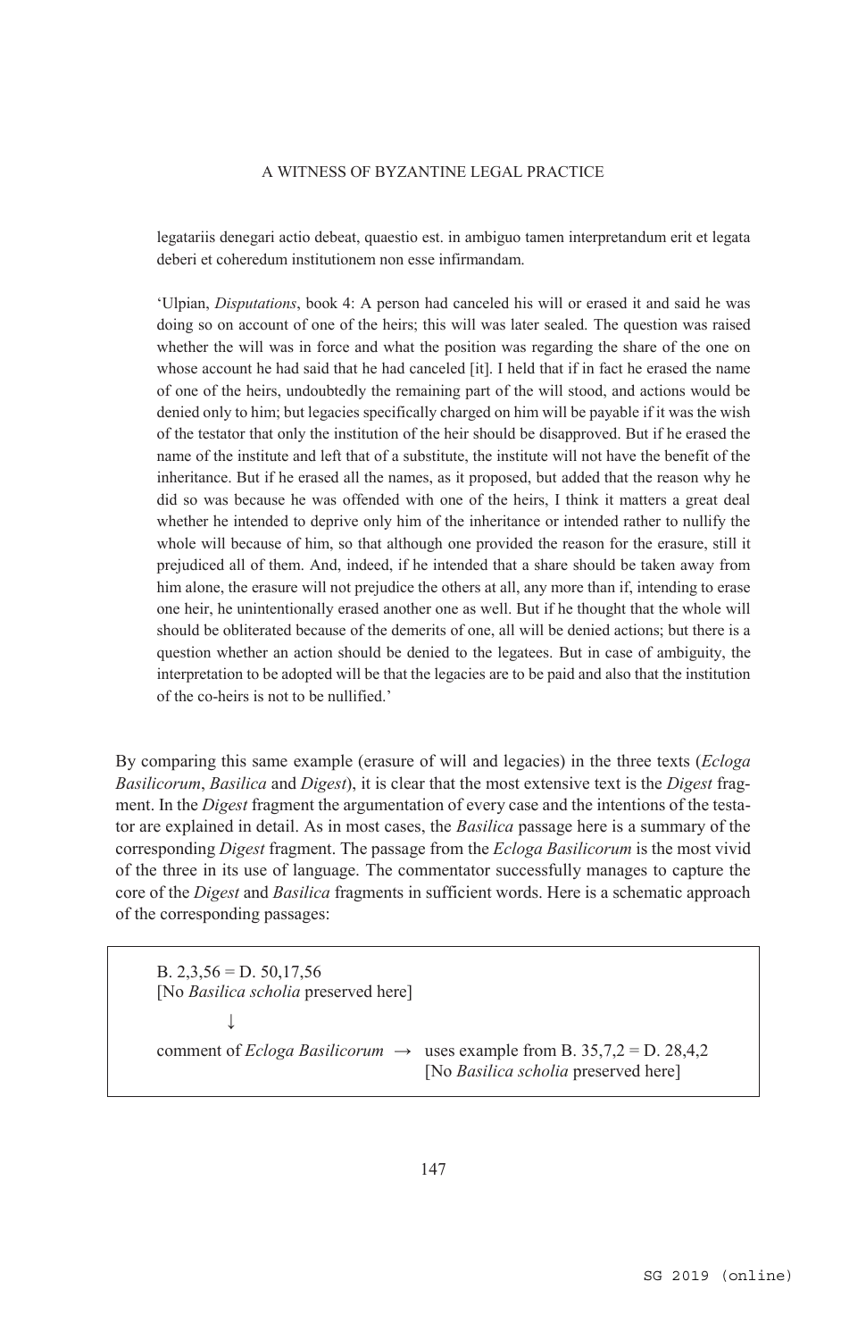legatariis denegari actio debeat, quaestio est. in ambiguo tamen interpretandum erit et legata deberi et coheredum institutionem non esse infirmandam.

'Ulpian, *Disputations*, book 4: A person had canceled his will or erased it and said he was doing so on account of one of the heirs; this will was later sealed. The question was raised whether the will was in force and what the position was regarding the share of the one on whose account he had said that he had canceled [it]. I held that if in fact he erased the name of one of the heirs, undoubtedly the remaining part of the will stood, and actions would be denied only to him; but legacies specifically charged on him will be payable if it was the wish of the testator that only the institution of the heir should be disapproved. But if he erased the name of the institute and left that of a substitute, the institute will not have the benefit of the inheritance. But if he erased all the names, as it proposed, but added that the reason why he did so was because he was offended with one of the heirs, I think it matters a great deal whether he intended to deprive only him of the inheritance or intended rather to nullify the whole will because of him, so that although one provided the reason for the erasure, still it prejudiced all of them. And, indeed, if he intended that a share should be taken away from him alone, the erasure will not prejudice the others at all, any more than if, intending to erase one heir, he unintentionally erased another one as well. But if he thought that the whole will should be obliterated because of the demerits of one, all will be denied actions; but there is a question whether an action should be denied to the legatees. But in case of ambiguity, the interpretation to be adopted will be that the legacies are to be paid and also that the institution of the co-heirs is not to be nullified.'

By comparing this same example (erasure of will and legacies) in the three texts (*Ecloga Basilicorum*, *Basilica* and *Digest*), it is clear that the most extensive text is the *Digest* fragment. In the *Digest* fragment the argumentation of every case and the intentions of the testator are explained in detail. As in most cases, the *Basilica* passage here is a summary of the corresponding *Digest* fragment. The passage from the *Ecloga Basilicorum* is the most vivid of the three in its use of language. The commentator successfully manages to capture the core of the *Digest* and *Basilica* fragments in sufficient words. Here is a schematic approach of the corresponding passages:

B. 2,3,56 = D. 50,17,56
[No *Basilica scholia* preserved here]

↓

comment of *Ecloga Basilicorum* → uses example from B. 35,7,2 = D. 28,4,2
[No *Basilica scholia* preserved here]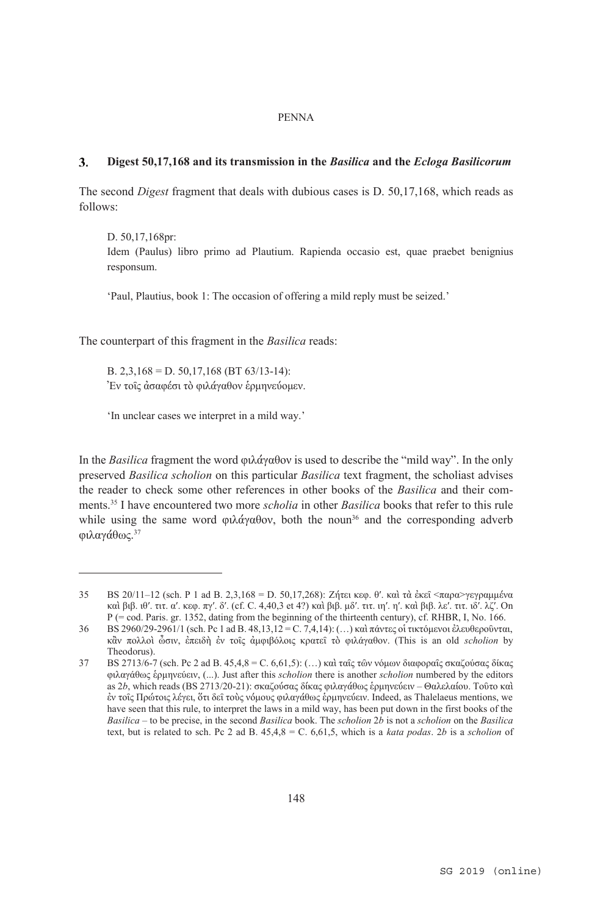## 3. Digest 50,17,168 and its transmission in the *Basilica* and the *Ecloga Basilicorum*

The second *Digest* fragment that deals with dubious cases is D. 50,17,168, which reads as follows:

> D. 50,17,168pr:
> Idem (Paulus) libro primo ad Plautium. Rapienda occasio est, quae praebet benignius responsum.
>
> 'Paul, Plautius, book 1: The occasion of offering a mild reply must be seized.'

The counterpart of this fragment in the *Basilica* reads:

> B. 2,3,168 = D. 50,17,168 (BT 63/13-14):
> Ἐν τοῖς ἀσαφέσι τὸ φιλάγαθον ἑρμηνεύομεν.
>
> 'In unclear cases we interpret in a mild way.'

In the *Basilica* fragment the word φιλάγαθον is used to describe the "mild way". In the only preserved *Basilica scholion* on this particular *Basilica* text fragment, the scholiast advises the reader to check some other references in other books of the *Basilica* and their comments.[35] I have encountered two more *scholia* in other *Basilica* books that refer to this rule while using the same word φιλάγαθον, both the noun[36] and the corresponding adverb φιλαγάθως.[37]

---

35 BS 20/11–12 (sch. P 1 ad B. 2,3,168 = D. 50,17,268): Ζήτει κεφ. θʹ. καὶ τὰ ἐκεῖ <παρα>γεγραμμένα καὶ βιβ. ιθʹ. τιτ. αʹ. κεφ. πγʹ. δʹ. (cf. C. 4,40,3 et 4?) καὶ βιβ. μδʹ. τιτ. ιηʹ. ηʹ. καὶ βιβ. λεʹ. τιτ. ιδʹ. λζʹ. On P (= cod. Paris. gr. 1352, dating from the beginning of the thirteenth century), cf. RHBR, I, No. 166.

36 BS 2960/29-2961/1 (sch. Pc 1 ad B. 48,13,12 = C. 7,4,14): (…) καὶ πάντες οἱ τικτόμενοι ἐλευθεροῦνται, κἂν πολλοὶ ὦσιν, ἐπειδὴ ἐν τοῖς ἀμφιβόλοις κρατεῖ τὸ φιλάγαθον. (This is an old *scholion* by Theodorus).

37 BS 2713/6-7 (sch. Pc 2 ad B. 45,4,8 = C. 6,61,5): (…) καὶ ταῖς τῶν νόμων διαφοραῖς σκαζούσας δίκας φιλαγάθως ἑρμηνεύειν, (...). Just after this *scholion* there is another *scholion* numbered by the editors as 2*b*, which reads (BS 2713/20-21): σκαζούσας δίκας φιλαγάθως ἑρμηνεύειν – Θαλελαίου. Τοῦτο καὶ ἐν τοῖς Πρώτοις λέγει, ὅτι δεῖ τοὺς νόμους φιλαγάθως ἑρμηνεύειν. Indeed, as Thalelaeus mentions, we have seen that this rule, to interpret the laws in a mild way, has been put down in the first books of the *Basilica* – to be precise, in the second *Basilica* book. The *scholion* 2*b* is not a *scholion* on the *Basilica* text, but is related to sch. Pc 2 ad B. 45,4,8 = C. 6,61,5, which is a *kata podas*. 2*b* is a *scholion* of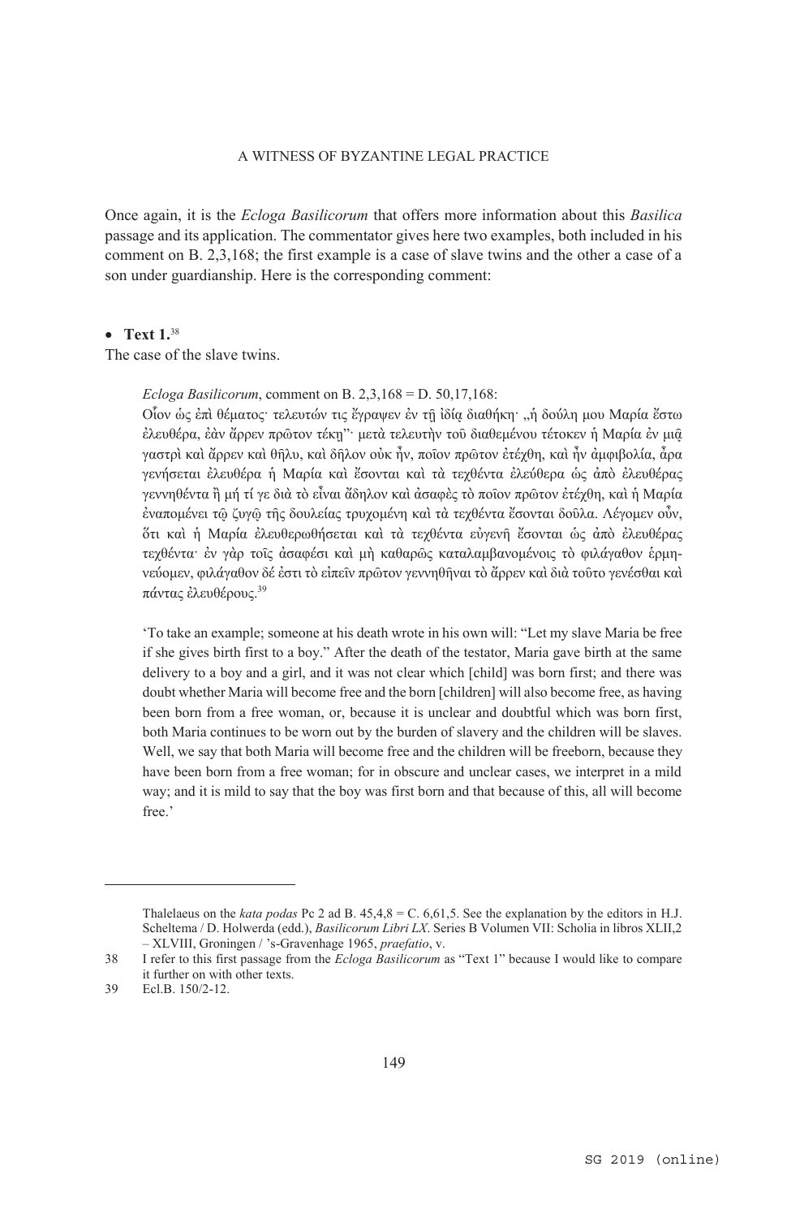Once again, it is the *Ecloga Basilicorum* that offers more information about this *Basilica* passage and its application. The commentator gives here two examples, both included in his comment on B. 2,3,168; the first example is a case of slave twins and the other a case of a son under guardianship. Here is the corresponding comment:

- **Text 1.**[38]

The case of the slave twins.

> *Ecloga Basilicorum*, comment on B. 2,3,168 = D. 50,17,168:
>
> Οἷον ὡς ἐπὶ θέματος· τελευτῶν τις ἔγραψεν ἐν τῇ ἰδίᾳ διαθήκῃ· „ἡ δούλη μου Μαρία ἔστω ἐλευθέρα, ἐὰν ἄρρεν πρῶτον τέκῃ"· μετὰ τελευτὴν τοῦ διαθεμένου τέτοκεν ἡ Μαρία ἐν μιᾷ γαστρὶ καὶ ἄρρεν καὶ θῆλυ, καὶ δῆλον οὐκ ἦν, ποῖον πρῶτον ἐτέχθη, καὶ ἦν ἀμφιβολία, ἆρα γενήσεται ἐλευθέρα ἡ Μαρία καὶ ἔσονται καὶ τὰ τεχθέντα ἐλεύθερα ὡς ἀπὸ ἐλευθέρας γεννηθέντα ἢ μή τί γε διὰ τὸ εἶναι ἄδηλον καὶ ἀσαφὲς τὸ ποῖον πρῶτον ἐτέχθη, καὶ ἡ Μαρία ἐναπομένει τῷ ζυγῷ τῆς δουλείας τρυχομένη καὶ τὰ τεχθέντα ἔσονται δοῦλα. Λέγομεν οὖν, ὅτι καὶ ἡ Μαρία ἐλευθερωθήσεται καὶ τὰ τεχθέντα εὐγενῆ ἔσονται ὡς ἀπὸ ἐλευθέρας τεχθέντα· ἐν γὰρ τοῖς ἀσαφέσι καὶ μὴ καθαρῶς καταλαμβανομένοις τὸ φιλάγαθον ἑρμηνεύομεν, φιλάγαθον δέ ἐστι τὸ εἰπεῖν πρῶτον γεννηθῆναι τὸ ἄρρεν καὶ διὰ τοῦτο γενέσθαι καὶ πάντας ἐλευθέρους.[39]
>
> 'To take an example; someone at his death wrote in his own will: "Let my slave Maria be free if she gives birth first to a boy." After the death of the testator, Maria gave birth at the same delivery to a boy and a girl, and it was not clear which [child] was born first; and there was doubt whether Maria will become free and the born [children] will also become free, as having been born from a free woman, or, because it is unclear and doubtful which was born first, both Maria continues to be worn out by the burden of slavery and the children will be slaves. Well, we say that both Maria will become free and the children will be freeborn, because they have been born from a free woman; for in obscure and unclear cases, we interpret in a mild way; and it is mild to say that the boy was first born and that because of this, all will become free.'

---

Thalelaeus on the *kata podas* Pc 2 ad B. 45,4,8 = C. 6,61,5. See the explanation by the editors in H.J. Scheltema / D. Holwerda (edd.), *Basilicorum Libri LX*. Series B Volumen VII: Scholia in libros XLII,2 – XLVIII, Groningen / 's-Gravenhage 1965, *praefatio*, v.

38 I refer to this first passage from the *Ecloga Basilicorum* as "Text 1" because I would like to compare it further on with other texts.

39 Ecl.B. 150/2-12.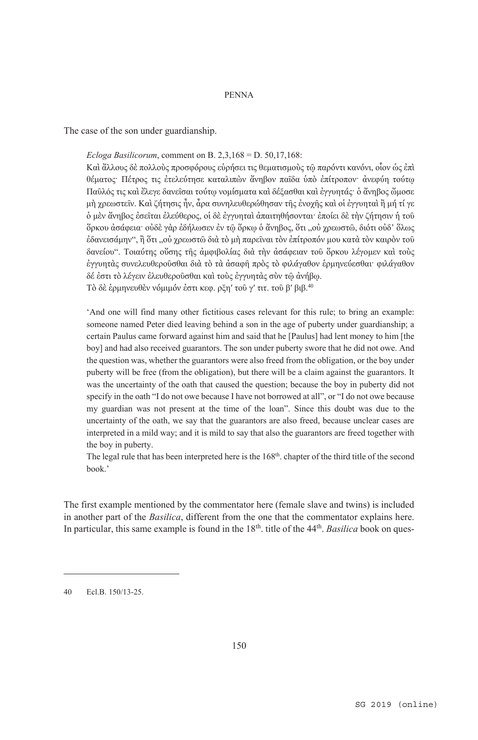The case of the son under guardianship.

> *Ecloga Basilicorum*, comment on B. 2,3,168 = D. 50,17,168:
>
> Καὶ ἄλλους δὲ πολλοὺς προσφόρους εὑρήσει τις θεματισμοὺς τῷ παρόντι κανόνι, οἷον ὡς ἐπὶ θέματος· Πέτρος τις ἐτελεύτησε καταλιπὼν ἄνηβον παῖδα ὑπὸ ἐπίτροπον· ἀνεφύη τούτῳ Παῦλός τις καὶ ἔλεγε δανεῖσαι τούτῳ νομίσματα καὶ δέξασθαι καὶ ἐγγυητάς· ὁ ἄνηβος ὤμοσε μὴ χρεωστεῖν. Καὶ ζήτησις ἦν, ἆρα συνηλευθερώθησαν τῆς ἐνοχῆς καὶ οἱ ἐγγυηταὶ ἢ μή τί γε ὁ μὲν ἄνηβος ἐσεῖται ἐλεύθερος, οἱ δὲ ἐγγυηταὶ ἀπαιτηθήσονται· ἐποίει δὲ τὴν ζήτησιν ἡ τοῦ ὅρκου ἀσάφεια· οὐδὲ γὰρ ἐδήλωσεν ἐν τῷ ὅρκῳ ὁ ἄνηβος, ὅτι „οὐ χρεωστῶ, διότι οὐδ' ὅλως ἐδανεισάμην", ἢ ὅτι „οὐ χρεωστῶ διὰ τὸ μὴ παρεῖναι τὸν ἐπίτροπόν μου κατὰ τὸν καιρὸν τοῦ δανείου". Τοιαύτης οὔσης τῆς ἀμφιβολίας διὰ τὴν ἀσάφειαν τοῦ ὅρκου λέγομεν καὶ τοὺς ἐγγυητὰς συνελευθεροῦσθαι διὰ τὸ τὰ ἀσαφῆ πρὸς τὸ φιλάγαθον ἑρμηνεύεσθαι· φιλάγαθον δέ ἐστι τὸ λέγειν ἐλευθεροῦσθαι καὶ τοὺς ἐγγυητὰς σὺν τῷ ἀνήβῳ.
>
> Τὸ δὲ ἑρμηνευθὲν νόμιμόν ἐστι κεφ. ρξη' τοῦ γ' τιτ. τοῦ β' βιβ.[40]
>
> 'And one will find many other fictitious cases relevant for this rule; to bring an example: someone named Peter died leaving behind a son in the age of puberty under guardianship; a certain Paulus came forward against him and said that he [Paulus] had lent money to him [the boy] and had also received guarantors. The son under puberty swore that he did not owe. And the question was, whether the guarantors were also freed from the obligation, or the boy under puberty will be free (from the obligation), but there will be a claim against the guarantors. It was the uncertainty of the oath that caused the question; because the boy in puberty did not specify in the oath "I do not owe because I have not borrowed at all", or "I do not owe because my guardian was not present at the time of the loan". Since this doubt was due to the uncertainty of the oath, we say that the guarantors are also freed, because unclear cases are interpreted in a mild way; and it is mild to say that also the guarantors are freed together with the boy in puberty.
>
> The legal rule that has been interpreted here is the 168th. chapter of the third title of the second book.'

The first example mentioned by the commentator here (female slave and twins) is included in another part of the *Basilica*, different from the one that the commentator explains here. In particular, this same example is found in the 18th. title of the 44th. *Basilica* book on ques-

---

40 Ecl.B. 150/13-25.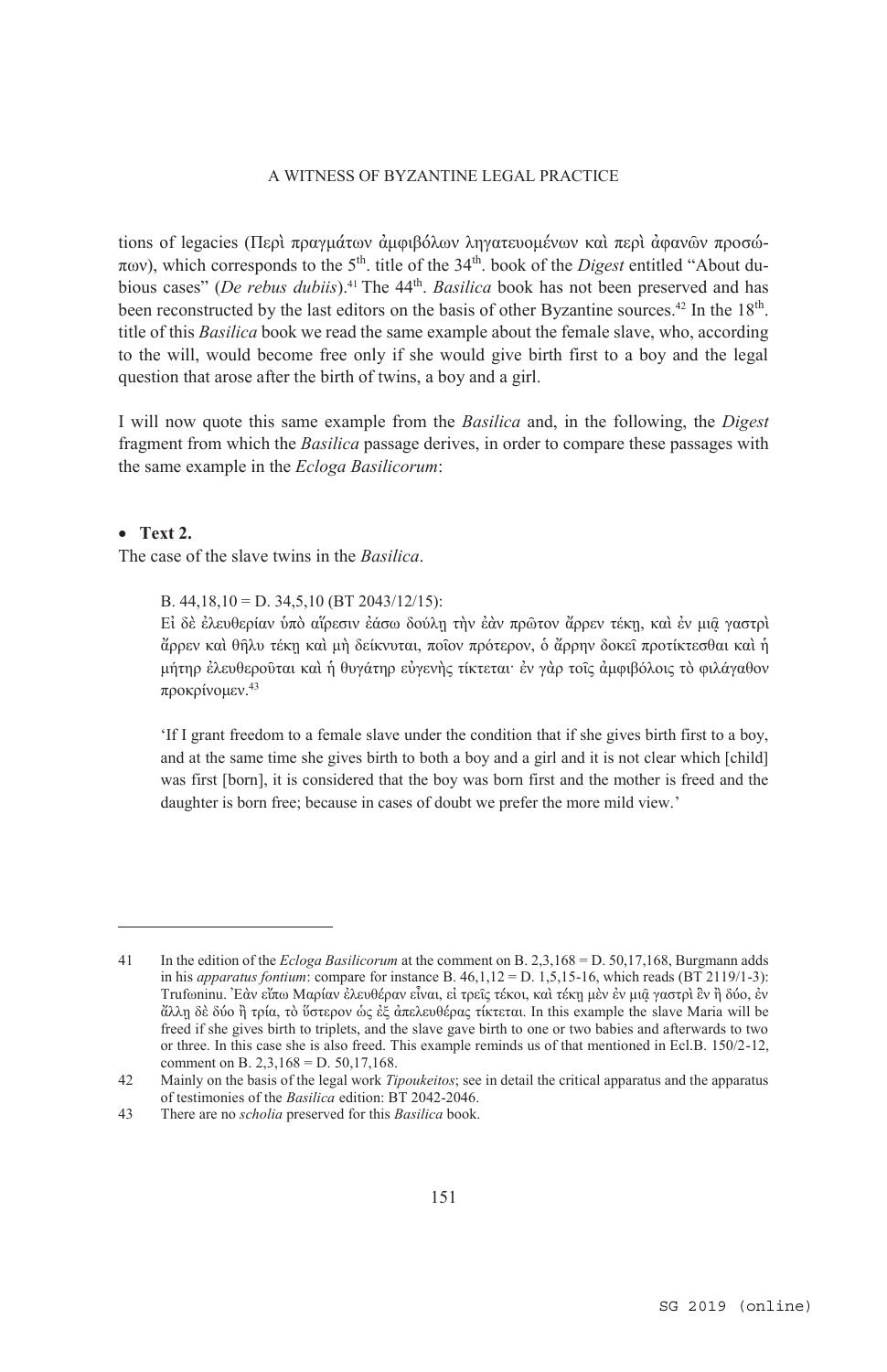tions of legacies (Περὶ πραγμάτων ἀμφιβόλων ληγατευομένων καὶ περὶ ἀφανῶν προσώπων), which corresponds to the 5th. title of the 34th. book of the *Digest* entitled "About dubious cases" (*De rebus dubiis*).[41] The 44th. *Basilica* book has not been preserved and has been reconstructed by the last editors on the basis of other Byzantine sources.[42] In the 18th. title of this *Basilica* book we read the same example about the female slave, who, according to the will, would become free only if she would give birth first to a boy and the legal question that arose after the birth of twins, a boy and a girl.

I will now quote this same example from the *Basilica* and, in the following, the *Digest* fragment from which the *Basilica* passage derives, in order to compare these passages with the same example in the *Ecloga Basilicorum*:

- **Text 2.**

The case of the slave twins in the *Basilica*.

> B. 44,18,10 = D. 34,5,10 (BT 2043/12/15):
>
> Εἰ δὲ ἐλευθερίαν ὑπὸ αἵρεσιν ἐάσω δούλῃ τὴν ἐὰν πρῶτον ἄρρεν τέκῃ, καὶ ἐν μιᾷ γαστρὶ ἄρρεν καὶ θῆλυ τέκῃ καὶ μὴ δείκνυται, ποῖον πρότερον, ὁ ἄρρην δοκεῖ προτίκτεσθαι καὶ ἡ μήτηρ ἐλευθεροῦται καὶ ἡ θυγάτηρ εὐγενὴς τίκτεται· ἐν γὰρ τοῖς ἀμφιβόλοις τὸ φιλάγαθον προκρίνομεν.[43]
>
> 'If I grant freedom to a female slave under the condition that if she gives birth first to a boy, and at the same time she gives birth to both a boy and a girl and it is not clear which [child] was first [born], it is considered that the boy was born first and the mother is freed and the daughter is born free; because in cases of doubt we prefer the more mild view.'

---

41 In the edition of the *Ecloga Basilicorum* at the comment on B. 2,3,168 = D. 50,17,168, Burgmann adds in his *apparatus fontium*: compare for instance B. 46,1,12 = D. 1,5,15-16, which reads (BT 2119/1-3): Trufωninu. Ἐὰν εἴπω Μαρίαν ἐλευθέραν εἶναι, εἰ τρεῖς τέκοι, καὶ τέκῃ μὲν ἐν μιᾷ γαστρὶ ἓν ἢ δύο, ἐν ἄλλῃ δὲ δύο ἢ τρία, τὸ ὕστερον ὡς ἐξ ἀπελευθέρας τίκτεται. In this example the slave Maria will be freed if she gives birth to triplets, and the slave gave birth to one or two babies and afterwards to two or three. In this case she is also freed. This example reminds us of that mentioned in Ecl.B. 150/2-12, comment on B. 2,3,168 = D. 50,17,168.

42 Mainly on the basis of the legal work *Tipoukeitos*; see in detail the critical apparatus and the apparatus of testimonies of the *Basilica* edition: BT 2042-2046.

43 There are no *scholia* preserved for this *Basilica* book.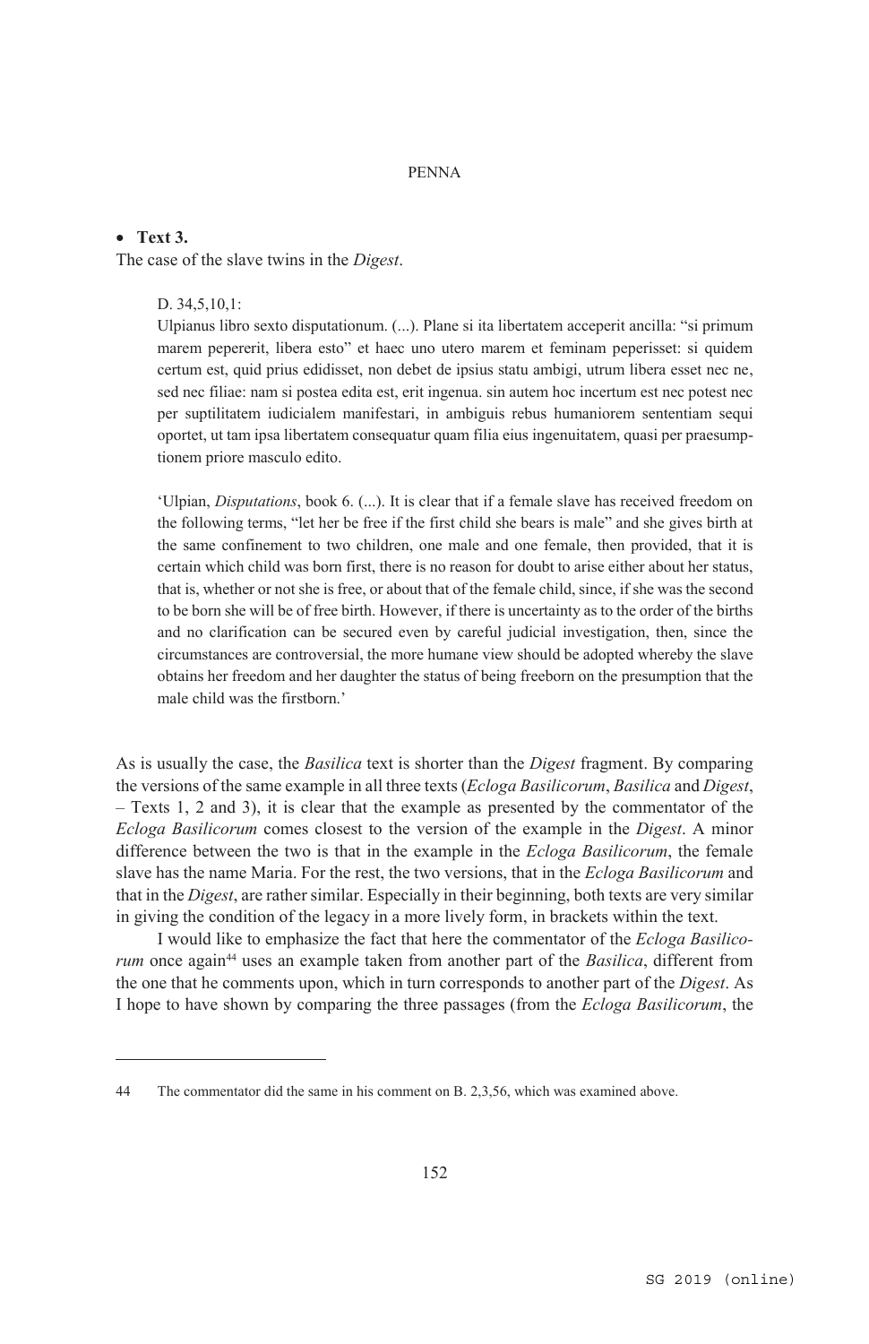- **Text 3.**

The case of the slave twins in the *Digest*.

> D. 34,5,10,1:
>
> Ulpianus libro sexto disputationum. (...). Plane si ita libertatem acceperit ancilla: "si primum marem pepererit, libera esto" et haec uno utero marem et feminam peperisset: si quidem certum est, quid prius edidisset, non debet de ipsius statu ambigi, utrum libera esset nec ne, sed nec filiae: nam si postea edita est, erit ingenua. sin autem hoc incertum est nec potest nec per suptilitatem iudicialem manifestari, in ambiguis rebus humaniorem sententiam sequi oportet, ut tam ipsa libertatem consequatur quam filia eius ingenuitatem, quasi per praesumptionem priore masculo edito.
>
> 'Ulpian, *Disputations*, book 6. (...). It is clear that if a female slave has received freedom on the following terms, "let her be free if the first child she bears is male" and she gives birth at the same confinement to two children, one male and one female, then provided, that it is certain which child was born first, there is no reason for doubt to arise either about her status, that is, whether or not she is free, or about that of the female child, since, if she was the second to be born she will be of free birth. However, if there is uncertainty as to the order of the births and no clarification can be secured even by careful judicial investigation, then, since the circumstances are controversial, the more humane view should be adopted whereby the slave obtains her freedom and her daughter the status of being freeborn on the presumption that the male child was the firstborn.'

As is usually the case, the *Basilica* text is shorter than the *Digest* fragment. By comparing the versions of the same example in all three texts (*Ecloga Basilicorum*, *Basilica* and *Digest*, – Texts 1, 2 and 3), it is clear that the example as presented by the commentator of the *Ecloga Basilicorum* comes closest to the version of the example in the *Digest*. A minor difference between the two is that in the example in the *Ecloga Basilicorum*, the female slave has the name Maria. For the rest, the two versions, that in the *Ecloga Basilicorum* and that in the *Digest*, are rather similar. Especially in their beginning, both texts are very similar in giving the condition of the legacy in a more lively form, in brackets within the text.

I would like to emphasize the fact that here the commentator of the *Ecloga Basilicorum* once again[44] uses an example taken from another part of the *Basilica*, different from the one that he comments upon, which in turn corresponds to another part of the *Digest*. As I hope to have shown by comparing the three passages (from the *Ecloga Basilicorum*, the

---

44 The commentator did the same in his comment on B. 2,3,56, which was examined above.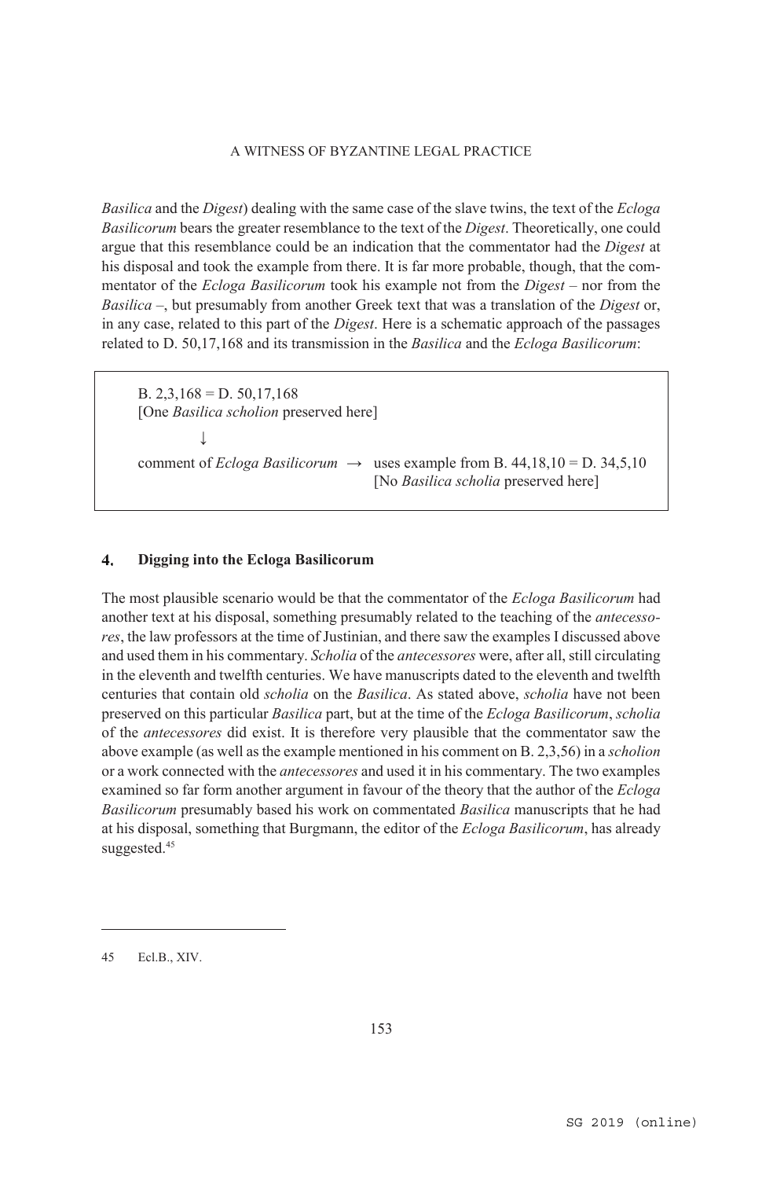*Basilica* and the *Digest*) dealing with the same case of the slave twins, the text of the *Ecloga Basilicorum* bears the greater resemblance to the text of the *Digest*. Theoretically, one could argue that this resemblance could be an indication that the commentator had the *Digest* at his disposal and took the example from there. It is far more probable, though, that the commentator of the *Ecloga Basilicorum* took his example not from the *Digest* – nor from the *Basilica* –, but presumably from another Greek text that was a translation of the *Digest* or, in any case, related to this part of the *Digest*. Here is a schematic approach of the passages related to D. 50,17,168 and its transmission in the *Basilica* and the *Ecloga Basilicorum*:

> B. 2,3,168 = D. 50,17,168
> [One *Basilica scholion* preserved here]
>
> ↓
>
> comment of *Ecloga Basilicorum* → uses example from B. 44,18,10 = D. 34,5,10
> [No *Basilica scholia* preserved here]

## 4. Digging into the Ecloga Basilicorum

The most plausible scenario would be that the commentator of the *Ecloga Basilicorum* had another text at his disposal, something presumably related to the teaching of the *antecessores*, the law professors at the time of Justinian, and there saw the examples I discussed above and used them in his commentary. *Scholia* of the *antecessores* were, after all, still circulating in the eleventh and twelfth centuries. We have manuscripts dated to the eleventh and twelfth centuries that contain old *scholia* on the *Basilica*. As stated above, *scholia* have not been preserved on this particular *Basilica* part, but at the time of the *Ecloga Basilicorum*, *scholia* of the *antecessores* did exist. It is therefore very plausible that the commentator saw the above example (as well as the example mentioned in his comment on B. 2,3,56) in a *scholion* or a work connected with the *antecessores* and used it in his commentary. The two examples examined so far form another argument in favour of the theory that the author of the *Ecloga Basilicorum* presumably based his work on commentated *Basilica* manuscripts that he had at his disposal, something that Burgmann, the editor of the *Ecloga Basilicorum*, has already suggested.[45]

---

45 Ecl.B., XIV.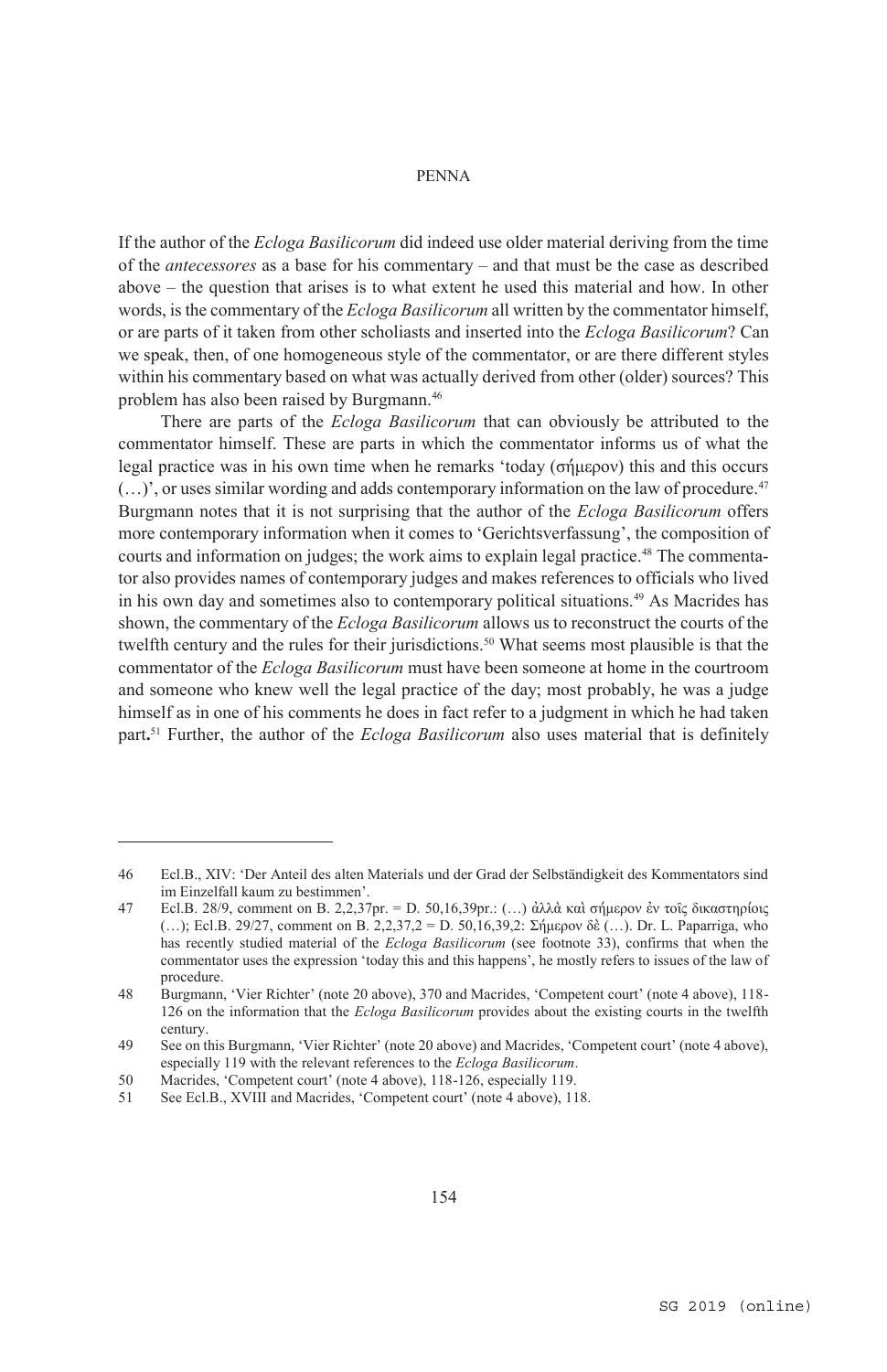If the author of the *Ecloga Basilicorum* did indeed use older material deriving from the time of the *antecessores* as a base for his commentary – and that must be the case as described above – the question that arises is to what extent he used this material and how. In other words, is the commentary of the *Ecloga Basilicorum* all written by the commentator himself, or are parts of it taken from other scholiasts and inserted into the *Ecloga Basilicorum*? Can we speak, then, of one homogeneous style of the commentator, or are there different styles within his commentary based on what was actually derived from other (older) sources? This problem has also been raised by Burgmann.[46]

There are parts of the *Ecloga Basilicorum* that can obviously be attributed to the commentator himself. These are parts in which the commentator informs us of what the legal practice was in his own time when he remarks 'today (σήμερον) this and this occurs (…)', or uses similar wording and adds contemporary information on the law of procedure.[47] Burgmann notes that it is not surprising that the author of the *Ecloga Basilicorum* offers more contemporary information when it comes to 'Gerichtsverfassung', the composition of courts and information on judges; the work aims to explain legal practice.[48] The commentator also provides names of contemporary judges and makes references to officials who lived in his own day and sometimes also to contemporary political situations.[49] As Macrides has shown, the commentary of the *Ecloga Basilicorum* allows us to reconstruct the courts of the twelfth century and the rules for their jurisdictions.[50] What seems most plausible is that the commentator of the *Ecloga Basilicorum* must have been someone at home in the courtroom and someone who knew well the legal practice of the day; most probably, he was a judge himself as in one of his comments he does in fact refer to a judgment in which he had taken part**.**[51] Further, the author of the *Ecloga Basilicorum* also uses material that is definitely

---

46 Ecl.B., XIV: 'Der Anteil des alten Materials und der Grad der Selbständigkeit des Kommentators sind im Einzelfall kaum zu bestimmen'.

47 Ecl.B. 28/9, comment on B. 2,2,37pr. = D. 50,16,39pr.: (…) ἀλλὰ καὶ σήμερον ἐν τοῖς δικαστηρίοις (…); Ecl.B. 29/27, comment on B. 2,2,37,2 = D. 50,16,39,2: Σήμερον δὲ (…). Dr. L. Paparriga, who has recently studied material of the *Ecloga Basilicorum* (see footnote 33), confirms that when the commentator uses the expression 'today this and this happens', he mostly refers to issues of the law of procedure.

48 Burgmann, 'Vier Richter' (note 20 above), 370 and Macrides, 'Competent court' (note 4 above), 118-126 on the information that the *Ecloga Basilicorum* provides about the existing courts in the twelfth century.

49 See on this Burgmann, 'Vier Richter' (note 20 above) and Macrides, 'Competent court' (note 4 above), especially 119 with the relevant references to the *Ecloga Basilicorum*.

50 Macrides, 'Competent court' (note 4 above), 118-126, especially 119.

51 See Ecl.B., XVIII and Macrides, 'Competent court' (note 4 above), 118.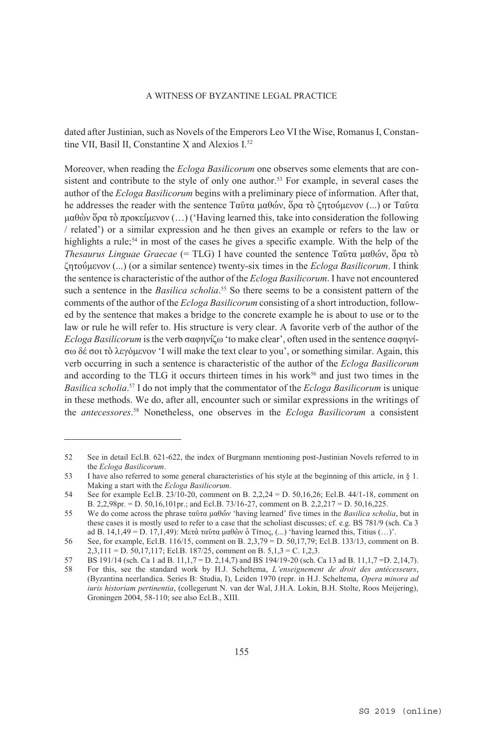dated after Justinian, such as Novels of the Emperors Leo VI the Wise, Romanus I, Constantine VII, Basil II, Constantine X and Alexios I.[52]

Moreover, when reading the *Ecloga Basilicorum* one observes some elements that are consistent and contribute to the style of only one author.[53] For example, in several cases the author of the *Ecloga Basilicorum* begins with a preliminary piece of information. After that, he addresses the reader with the sentence Ταῦτα μαθών, ὅρα τὸ ζητούμενον (...) or Ταῦτα μαθὼν ὅρα τὸ προκείμενον (…) ('Having learned this, take into consideration the following / related') or a similar expression and he then gives an example or refers to the law or highlights a rule;[54] in most of the cases he gives a specific example. With the help of the *Thesaurus Linguae Graecae* (= TLG) I have counted the sentence Ταῦτα μαθών, ὅρα τὸ ζητούμενον (...) (or a similar sentence) twenty-six times in the *Ecloga Basilicorum*. I think the sentence is characteristic of the author of the *Ecloga Basilicorum*. I have not encountered such a sentence in the *Basilica scholia*.[55] So there seems to be a consistent pattern of the comments of the author of the *Ecloga Basilicorum* consisting of a short introduction, followed by the sentence that makes a bridge to the concrete example he is about to use or to the law or rule he will refer to. His structure is very clear. A favorite verb of the author of the *Ecloga Basilicorum* is the verb σαφηνίζω 'to make clear', often used in the sentence σαφηνίσω δέ σοι τὸ λεγόμενον 'I will make the text clear to you', or something similar. Again, this verb occurring in such a sentence is characteristic of the author of the *Ecloga Basilicorum* and according to the TLG it occurs thirteen times in his work[56] and just two times in the *Basilica scholia*.[57] I do not imply that the commentator of the *Ecloga Basilicorum* is unique in these methods. We do, after all, encounter such or similar expressions in the writings of the *antecessores*.[58] Nonetheless, one observes in the *Ecloga Basilicorum* a consistent

---

52 See in detail Ecl.B. 621-622, the index of Burgmann mentioning post-Justinian Novels referred to in the *Ecloga Basilicorum*.

53 I have also referred to some general characteristics of his style at the beginning of this article, in § 1. Making a start with the *Ecloga Basilicorum*.

54 See for example Ecl.B. 23/10-20, comment on B. 2,2,24 = D. 50,16,26; Ecl.B. 44/1-18, comment on B. 2,2,98pr. = D. 50,16,101pr.; and Ecl.B. 73/16-27, comment on B. 2,2,217 = D. 50,16,225.

55 We do come across the phrase ταῦτα μαθών 'having learned' five times in the *Basilica scholia*, but in these cases it is mostly used to refer to a case that the scholiast discusses; cf. e.g. BS 781/9 (sch. Ca 3 ad B. 14,1,49 = D. 17,1,49): Μετὰ ταῦτα μαθὼν ὁ Τίτιος, (...) 'having learned this, Titius (…)'.

56 See, for example, Ecl.B. 116/15, comment on B. 2,3,79 = D. 50,17,79; Ecl.B. 133/13, comment on B. 2,3,111 = D. 50,17,117; Ecl.B. 187/25, comment on B. 5,1,3 = C. 1,2,3.

57 BS 191/14 (sch. Ca 1 ad B. 11,1,7 = D. 2,14,7) and BS 194/19-20 (sch. Ca 13 ad B. 11,1,7 =D. 2,14,7).

58 For this, see the standard work by H.J. Scheltema, *L'enseignement de droit des antécesseurs*, (Byzantina neerlandica. Series B: Studia, I), Leiden 1970 (repr. in H.J. Scheltema, *Opera minora ad iuris historiam pertinentia*, (collegerunt N. van der Wal, J.H.A. Lokin, B.H. Stolte, Roos Meijering), Groningen 2004, 58-110; see also Ecl.B., XIII.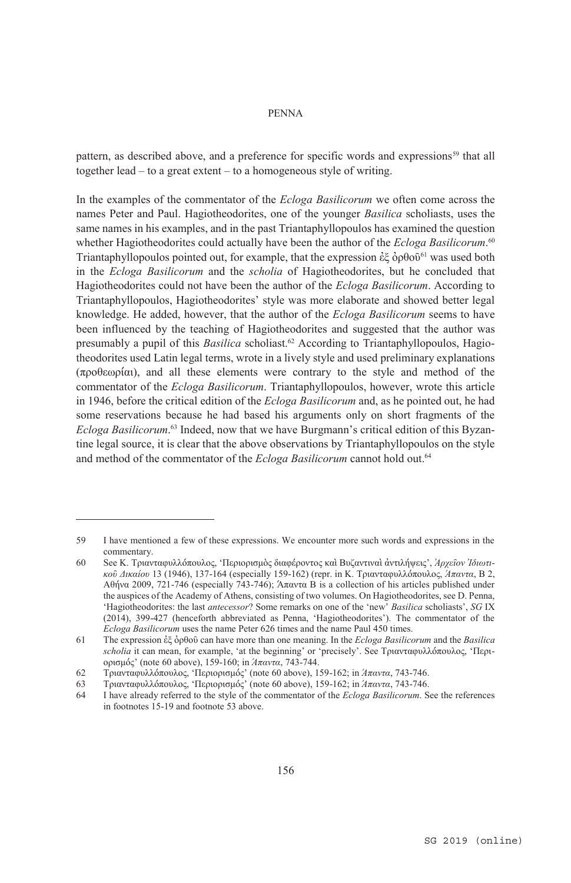pattern, as described above, and a preference for specific words and expressions[59] that all together lead – to a great extent – to a homogeneous style of writing.

In the examples of the commentator of the *Ecloga Basilicorum* we often come across the names Peter and Paul. Hagiotheodorites, one of the younger *Basilica* scholiasts, uses the same names in his examples, and in the past Triantaphyllopoulos has examined the question whether Hagiotheodorites could actually have been the author of the *Ecloga Basilicorum*.[60] Triantaphyllopoulos pointed out, for example, that the expression ἐξ ὀρθοῦ[61] was used both in the *Ecloga Basilicorum* and the *scholia* of Hagiotheodorites, but he concluded that Hagiotheodorites could not have been the author of the *Ecloga Basilicorum*. According to Triantaphyllopoulos, Hagiotheodorites' style was more elaborate and showed better legal knowledge. He added, however, that the author of the *Ecloga Basilicorum* seems to have been influenced by the teaching of Hagiotheodorites and suggested that the author was presumably a pupil of this *Basilica* scholiast.[62] According to Triantaphyllopoulos, Hagiotheodorites used Latin legal terms, wrote in a lively style and used preliminary explanations (προθεωρίαι), and all these elements were contrary to the style and method of the commentator of the *Ecloga Basilicorum*. Triantaphyllopoulos, however, wrote this article in 1946, before the critical edition of the *Ecloga Basilicorum* and, as he pointed out, he had some reservations because he had based his arguments only on short fragments of the *Ecloga Basilicorum*.[63] Indeed, now that we have Burgmann's critical edition of this Byzantine legal source, it is clear that the above observations by Triantaphyllopoulos on the style and method of the commentator of the *Ecloga Basilicorum* cannot hold out.[64]

---

59 I have mentioned a few of these expressions. We encounter more such words and expressions in the commentary.

60 See Κ. Τριανταφυλλόπουλος, 'Περιορισμὸς διαφέροντος καὶ Βυζαντιναὶ ἀντιλήψεις', *Ἀρχεῖον Ἰδιωτικοῦ Δικαίου* 13 (1946), 137-164 (especially 159-162) (repr. in Κ. Τριανταφυλλόπουλος, *Ἅπαντα*, Β 2, Αθήνα 2009, 721-746 (especially 743-746); Ἅπαντα Β is a collection of his articles published under the auspices of the Academy of Athens, consisting of two volumes. On Hagiotheodorites, see D. Penna, 'Hagiotheodorites: the last *antecessor*? Some remarks on one of the 'new' *Basilica* scholiasts', *SG* IX (2014), 399-427 (henceforth abbreviated as Penna, 'Hagiotheodorites'). The commentator of the *Ecloga Basilicorum* uses the name Peter 626 times and the name Paul 450 times.

61 The expression ἐξ ὀρθοῦ can have more than one meaning. In the *Ecloga Basilicorum* and the *Basilica scholia* it can mean, for example, 'at the beginning' or 'precisely'. See Τριανταφυλλόπουλος, 'Περιορισμός' (note 60 above), 159-160; in *Ἅπαντα*, 743-744.

62 Τριανταφυλλόπουλος, 'Περιορισμός' (note 60 above), 159-162; in *Ἅπαντα*, 743-746.

63 Τριανταφυλλόπουλος, 'Περιορισμός' (note 60 above), 159-162; in *Ἅπαντα*, 743-746.

64 I have already referred to the style of the commentator of the *Ecloga Basilicorum*. See the references in footnotes 15-19 and footnote 53 above.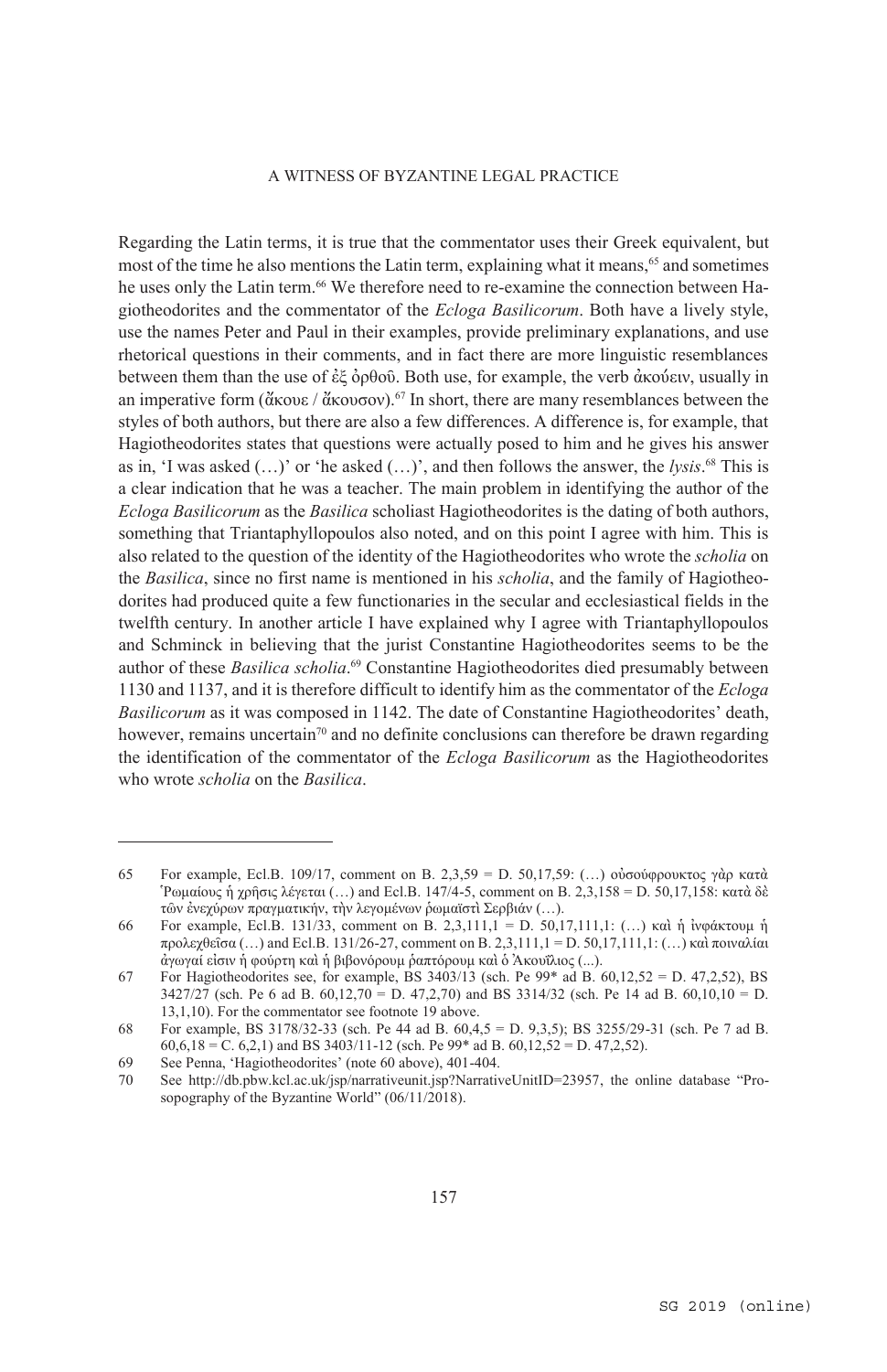Regarding the Latin terms, it is true that the commentator uses their Greek equivalent, but most of the time he also mentions the Latin term, explaining what it means,[65] and sometimes he uses only the Latin term.[66] We therefore need to re-examine the connection between Hagiotheodorites and the commentator of the *Ecloga Basilicorum*. Both have a lively style, use the names Peter and Paul in their examples, provide preliminary explanations, and use rhetorical questions in their comments, and in fact there are more linguistic resemblances between them than the use of ἐξ ὀρθοῦ. Both use, for example, the verb ἀκούειν, usually in an imperative form (ἄκουε / ἄκουσον).[67] In short, there are many resemblances between the styles of both authors, but there are also a few differences. A difference is, for example, that Hagiotheodorites states that questions were actually posed to him and he gives his answer as in, 'I was asked (…)' or 'he asked (…)', and then follows the answer, the *lysis*.[68] This is a clear indication that he was a teacher. The main problem in identifying the author of the *Ecloga Basilicorum* as the *Basilica* scholiast Hagiotheodorites is the dating of both authors, something that Triantaphyllopoulos also noted, and on this point I agree with him. This is also related to the question of the identity of the Hagiotheodorites who wrote the *scholia* on the *Basilica*, since no first name is mentioned in his *scholia*, and the family of Hagiotheodorites had produced quite a few functionaries in the secular and ecclesiastical fields in the twelfth century. In another article I have explained why I agree with Triantaphyllopoulos and Schminck in believing that the jurist Constantine Hagiotheodorites seems to be the author of these *Basilica scholia*.[69] Constantine Hagiotheodorites died presumably between 1130 and 1137, and it is therefore difficult to identify him as the commentator of the *Ecloga Basilicorum* as it was composed in 1142. The date of Constantine Hagiotheodorites' death, however, remains uncertain[70] and no definite conclusions can therefore be drawn regarding the identification of the commentator of the *Ecloga Basilicorum* as the Hagiotheodorites who wrote *scholia* on the *Basilica*.

---

65 For example, Ecl.B. 109/17, comment on B. 2,3,59 = D. 50,17,59: (…) οὐσούφρουκτος γὰρ κατὰ Ῥωμαίους ἡ χρῆσις λέγεται (…) and Ecl.B. 147/4-5, comment on B. 2,3,158 = D. 50,17,158: κατὰ δὲ τῶν ἐνεχύρων πραγματικήν, τὴν λεγομένων ῥωμαϊστὶ Σερβιάν (…).

66 For example, Ecl.B. 131/33, comment on B. 2,3,111,1 = D. 50,17,111,1: (…) καὶ ἡ ἰνφάκτουμ ἡ προλεχθεῖσα (…) and Ecl.B. 131/26-27, comment on B. 2,3,111,1 = D. 50,17,111,1: (…) καὶ ποιναλίαι ἀγωγαί εἰσιν ἡ φούρτη καὶ ἡ βιβονόρουμ ῥαπτόρουμ καὶ ὁ Ἀκουΐλιος (...).

67 For Hagiotheodorites see, for example, BS 3403/13 (sch. Pe 99* ad B. 60,12,52 = D. 47,2,52), BS 3427/27 (sch. Pe 6 ad B. 60,12,70 = D. 47,2,70) and BS 3314/32 (sch. Pe 14 ad B. 60,10,10 = D. 13,1,10). For the commentator see footnote 19 above.

68 For example, BS 3178/32-33 (sch. Pe 44 ad B. 60,4,5 = D. 9,3,5); BS 3255/29-31 (sch. Pe 7 ad B. 60,6,18 = C. 6,2,1) and BS 3403/11-12 (sch. Pe 99* ad B. 60,12,52 = D. 47,2,52).

69 See Penna, 'Hagiotheodorites' (note 60 above), 401-404.

70 See http://db.pbw.kcl.ac.uk/jsp/narrativeunit.jsp?NarrativeUnitID=23957, the online database "Prosopography of the Byzantine World" (06/11/2018).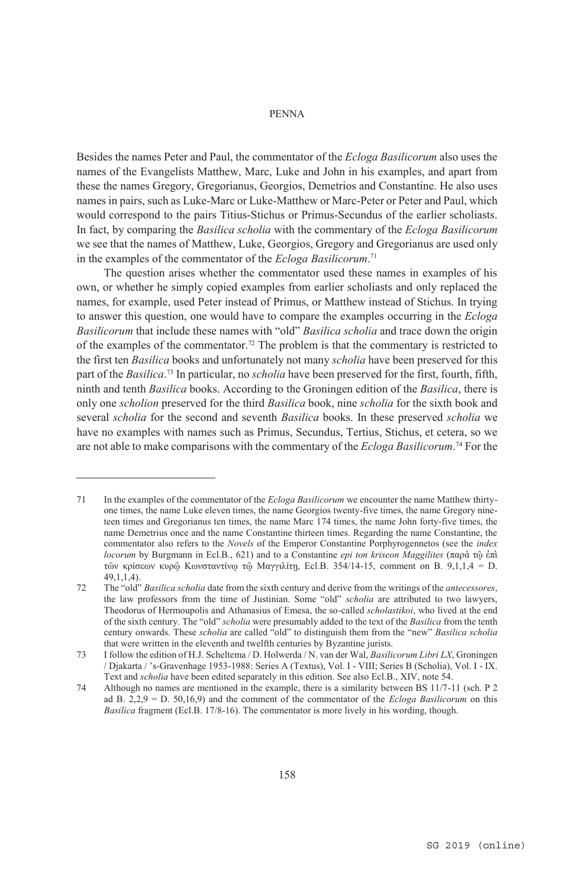Besides the names Peter and Paul, the commentator of the *Ecloga Basilicorum* also uses the names of the Evangelists Matthew, Marc, Luke and John in his examples, and apart from these the names Gregory, Gregorianus, Georgios, Demetrios and Constantine. He also uses names in pairs, such as Luke-Marc or Luke-Matthew or Marc-Peter or Peter and Paul, which would correspond to the pairs Titius-Stichus or Primus-Secundus of the earlier scholiasts. In fact, by comparing the *Basilica scholia* with the commentary of the *Ecloga Basilicorum* we see that the names of Matthew, Luke, Georgios, Gregory and Gregorianus are used only in the examples of the commentator of the *Ecloga Basilicorum*.[71]

The question arises whether the commentator used these names in examples of his own, or whether he simply copied examples from earlier scholiasts and only replaced the names, for example, used Peter instead of Primus, or Matthew instead of Stichus. In trying to answer this question, one would have to compare the examples occurring in the *Ecloga Basilicorum* that include these names with "old" *Basilica scholia* and trace down the origin of the examples of the commentator.[72] The problem is that the commentary is restricted to the first ten *Basilica* books and unfortunately not many *scholia* have been preserved for this part of the *Basilica*.[73] In particular, no *scholia* have been preserved for the first, fourth, fifth, ninth and tenth *Basilica* books. According to the Groningen edition of the *Basilica*, there is only one *scholion* preserved for the third *Basilica* book, nine *scholia* for the sixth book and several *scholia* for the second and seventh *Basilica* books. In these preserved *scholia* we have no examples with names such as Primus, Secundus, Tertius, Stichus, et cetera, so we are not able to make comparisons with the commentary of the *Ecloga Basilicorum*.[74] For the

---

71 In the examples of the commentator of the *Ecloga Basilicorum* we encounter the name Matthew thirty-one times, the name Luke eleven times, the name Georgios twenty-five times, the name Gregory nineteen times and Gregorianus ten times, the name Marc 174 times, the name John forty-five times, the name Demetrius once and the name Constantine thirteen times. Regarding the name Constantine, the commentator also refers to the *Novels* of the Emperor Constantine Porphyrogennetos (see the *index locorum* by Burgmann in Ecl.B., 621) and to a Constantine *epi ton kriseon Maggilites* (παρὰ τῷ ἐπὶ τῶν κρίσεων κυρῷ Κωνσταντίνῳ τῷ Μαγγιλίτῃ, Ecl.B. 354/14-15, comment on B. 9,1,1,4 = D. 49,1,1,4).

72 The "old" *Basilica scholia* date from the sixth century and derive from the writings of the *antecessores*, the law professors from the time of Justinian. Some "old" *scholia* are attributed to two lawyers, Theodorus of Hermoupolis and Athanasius of Emesa, the so-called *scholastikoi*, who lived at the end of the sixth century. The "old" *scholia* were presumably added to the text of the *Basilica* from the tenth century onwards. These *scholia* are called "old" to distinguish them from the "new" *Basilica scholia* that were written in the eleventh and twelfth centuries by Byzantine jurists.

73 I follow the edition of H.J. Scheltema / D. Holwerda / N. van der Wal, *Basilicorum Libri LX*, Groningen / Djakarta / 's-Gravenhage 1953-1988: Series A (Textus), Vol. I - VIII; Series B (Scholia), Vol. I - IX. Text and *scholia* have been edited separately in this edition. See also Ecl.B., XIV, note 54.

74 Although no names are mentioned in the example, there is a similarity between BS 11/7-11 (sch. P 2 ad B. 2,2,9 = D. 50,16,9) and the comment of the commentator of the *Ecloga Basilicorum* on this *Basilica* fragment (Ecl.B. 17/8-16). The commentator is more lively in his wording, though.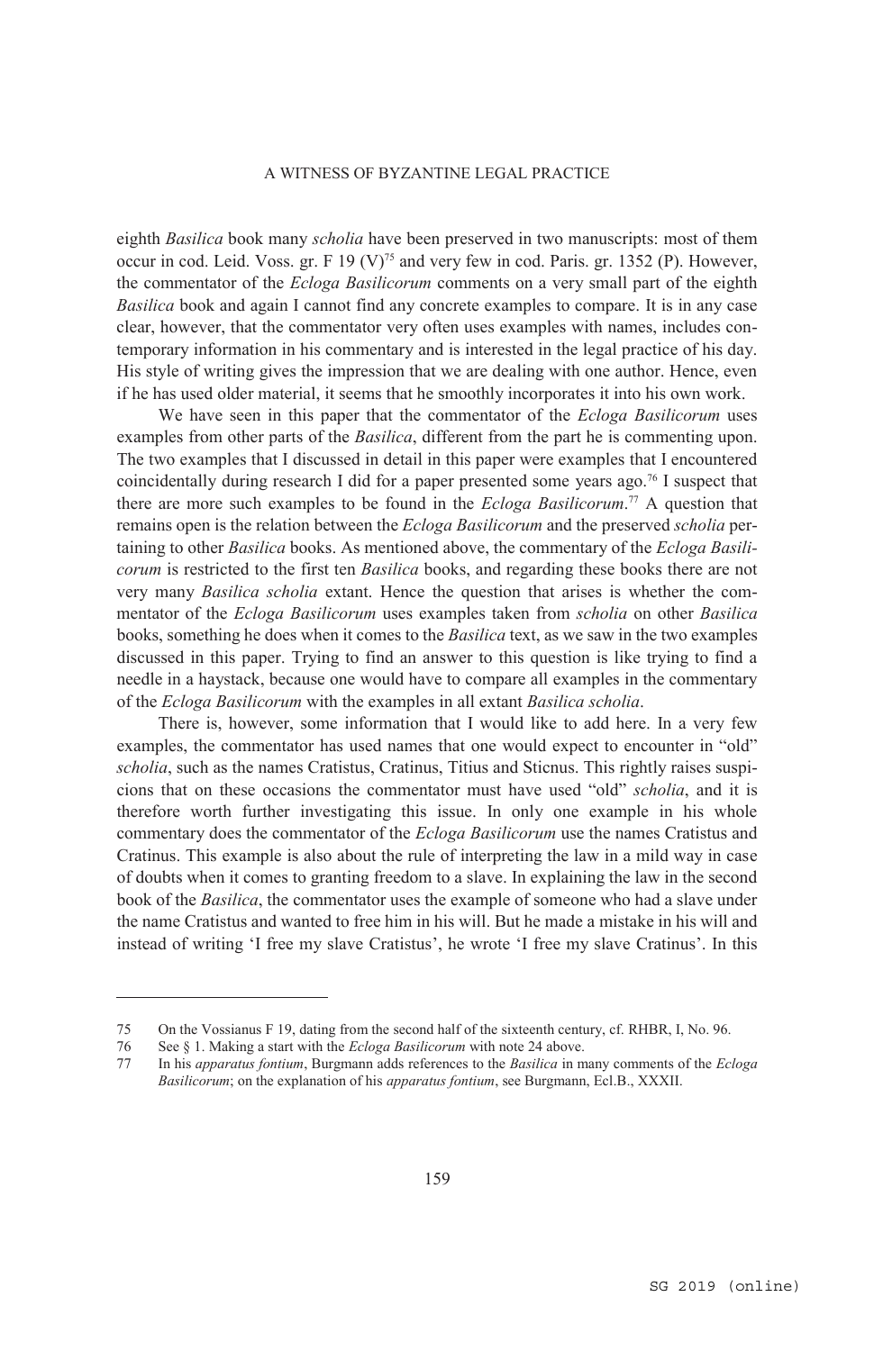eighth *Basilica* book many *scholia* have been preserved in two manuscripts: most of them occur in cod. Leid. Voss. gr. F 19 (V)[75] and very few in cod. Paris. gr. 1352 (P). However, the commentator of the *Ecloga Basilicorum* comments on a very small part of the eighth *Basilica* book and again I cannot find any concrete examples to compare. It is in any case clear, however, that the commentator very often uses examples with names, includes contemporary information in his commentary and is interested in the legal practice of his day. His style of writing gives the impression that we are dealing with one author. Hence, even if he has used older material, it seems that he smoothly incorporates it into his own work.

We have seen in this paper that the commentator of the *Ecloga Basilicorum* uses examples from other parts of the *Basilica*, different from the part he is commenting upon. The two examples that I discussed in detail in this paper were examples that I encountered coincidentally during research I did for a paper presented some years ago.[76] I suspect that there are more such examples to be found in the *Ecloga Basilicorum*.[77] A question that remains open is the relation between the *Ecloga Basilicorum* and the preserved *scholia* pertaining to other *Basilica* books. As mentioned above, the commentary of the *Ecloga Basilicorum* is restricted to the first ten *Basilica* books, and regarding these books there are not very many *Basilica scholia* extant. Hence the question that arises is whether the commentator of the *Ecloga Basilicorum* uses examples taken from *scholia* on other *Basilica* books, something he does when it comes to the *Basilica* text, as we saw in the two examples discussed in this paper. Trying to find an answer to this question is like trying to find a needle in a haystack, because one would have to compare all examples in the commentary of the *Ecloga Basilicorum* with the examples in all extant *Basilica scholia*.

There is, however, some information that I would like to add here. In a very few examples, the commentator has used names that one would expect to encounter in "old" *scholia*, such as the names Cratistus, Cratinus, Titius and Sticnus. This rightly raises suspicions that on these occasions the commentator must have used "old" *scholia*, and it is therefore worth further investigating this issue. In only one example in his whole commentary does the commentator of the *Ecloga Basilicorum* use the names Cratistus and Cratinus. This example is also about the rule of interpreting the law in a mild way in case of doubts when it comes to granting freedom to a slave. In explaining the law in the second book of the *Basilica*, the commentator uses the example of someone who had a slave under the name Cratistus and wanted to free him in his will. But he made a mistake in his will and instead of writing 'I free my slave Cratistus', he wrote 'I free my slave Cratinus'. In this

---

75 On the Vossianus F 19, dating from the second half of the sixteenth century, cf. RHBR, I, No. 96.

76 See § 1. Making a start with the *Ecloga Basilicorum* with note 24 above.

77 In his *apparatus fontium*, Burgmann adds references to the *Basilica* in many comments of the *Ecloga Basilicorum*; on the explanation of his *apparatus fontium*, see Burgmann, Ecl.B., XXXII.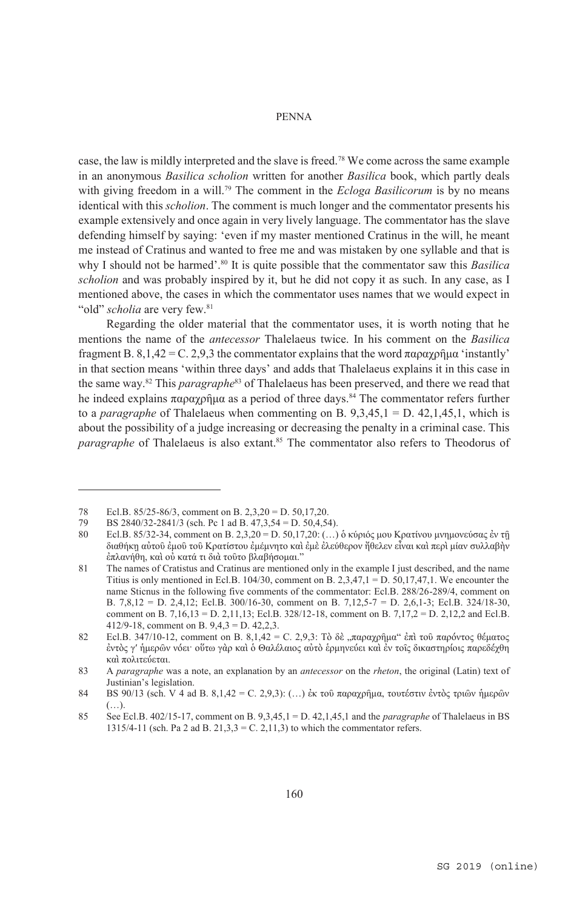case, the law is mildly interpreted and the slave is freed.[78] We come across the same example in an anonymous *Basilica scholion* written for another *Basilica* book, which partly deals with giving freedom in a will.[79] The comment in the *Ecloga Basilicorum* is by no means identical with this *scholion*. The comment is much longer and the commentator presents his example extensively and once again in very lively language. The commentator has the slave defending himself by saying: 'even if my master mentioned Cratinus in the will, he meant me instead of Cratinus and wanted to free me and was mistaken by one syllable and that is why I should not be harmed'.[80] It is quite possible that the commentator saw this *Basilica scholion* and was probably inspired by it, but he did not copy it as such. In any case, as I mentioned above, the cases in which the commentator uses names that we would expect in "old" *scholia* are very few.[81]

Regarding the older material that the commentator uses, it is worth noting that he mentions the name of the *antecessor* Thalelaeus twice. In his comment on the *Basilica* fragment B. 8,1,42 = C. 2,9,3 the commentator explains that the word παραχρῆμα 'instantly' in that section means 'within three days' and adds that Thalelaeus explains it in this case in the same way.[82] This *paragraphe*[83] of Thalelaeus has been preserved, and there we read that he indeed explains παραχρῆμα as a period of three days.[84] The commentator refers further to a *paragraphe* of Thalelaeus when commenting on B. 9,3,45,1 = D. 42,1,45,1, which is about the possibility of a judge increasing or decreasing the penalty in a criminal case. This *paragraphe* of Thalelaeus is also extant.[85] The commentator also refers to Theodorus of

---

78 Ecl.B. 85/25-86/3, comment on B. 2,3,20 = D. 50,17,20.

79 BS 2840/32-2841/3 (sch. Pc 1 ad B. 47,3,54 = D. 50,4,54).

80 Ecl.B. 85/32-34, comment on B. 2,3,20 = D. 50,17,20: (…) ὁ κύριός μου Κρατίνου μνημονεύσας ἐν τῇ διαθήκῃ αὐτοῦ ἐμοῦ τοῦ Κρατίστου ἐμέμνητο καὶ ἐμὲ ἐλεύθερον ἤθελεν εἶναι καὶ περὶ μίαν συλλαβὴν ἐπλανήθη, καὶ οὐ κατά τι διὰ τοῦτο βλαβήσομαι."

81 The names of Cratistus and Cratinus are mentioned only in the example I just described, and the name Titius is only mentioned in Ecl.B. 104/30, comment on B. 2,3,47,1 = D. 50,17,47,1. We encounter the name Sticnus in the following five comments of the commentator: Ecl.B. 288/26-289/4, comment on B. 7,8,12 = D. 2,4,12; Ecl.B. 300/16-30, comment on B. 7,12,5-7 = D. 2,6,1-3; Ecl.B. 324/18-30, comment on B. 7,16,13 = D. 2,11,13; Ecl.B. 328/12-18, comment on B. 7,17,2 = D. 2,12,2 and Ecl.B. 412/9-18, comment on B. 9,4,3 = D. 42,2,3.

82 Ecl.B. 347/10-12, comment on B. 8,1,42 = C. 2,9,3: Τὸ δὲ „παραχρῆμα" ἐπὶ τοῦ παρόντος θέματος ἐντὸς γ′ ἡμερῶν νόει· οὕτω γὰρ καὶ ὁ Θαλέλαιος αὐτὸ ἑρμηνεύει καὶ ἐν τοῖς δικαστηρίοις παρεδέχθη καὶ πολιτεύεται.

83 A *paragraphe* was a note, an explanation by an *antecessor* on the *rheton*, the original (Latin) text of Justinian's legislation.

84 BS 90/13 (sch. V 4 ad B. 8,1,42 = C. 2,9,3): (…) ἐκ τοῦ παραχρῆμα, τουτέστιν ἐντὸς τριῶν ἡμερῶν (…).

85 See Ecl.B. 402/15-17, comment on B. 9,3,45,1 = D. 42,1,45,1 and the *paragraphe* of Thalelaeus in BS 1315/4-11 (sch. Pa 2 ad B. 21,3,3 = C. 2,11,3) to which the commentator refers.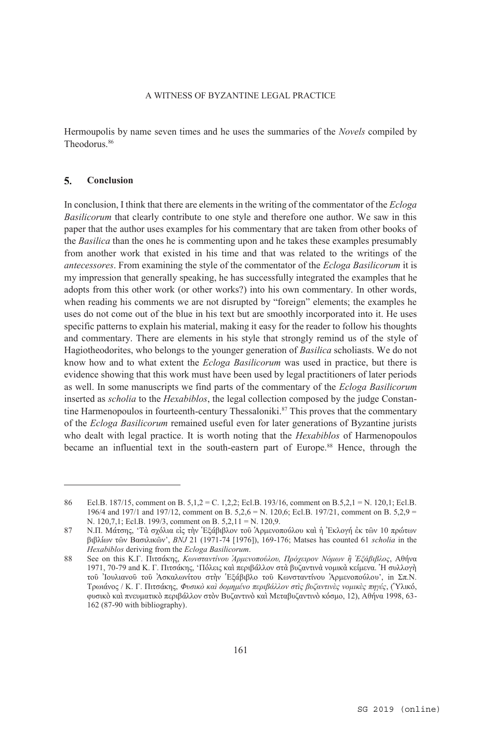Hermoupolis by name seven times and he uses the summaries of the *Novels* compiled by Theodorus.[86]

## 5. Conclusion

In conclusion, I think that there are elements in the writing of the commentator of the *Ecloga Basilicorum* that clearly contribute to one style and therefore one author. We saw in this paper that the author uses examples for his commentary that are taken from other books of the *Basilica* than the ones he is commenting upon and he takes these examples presumably from another work that existed in his time and that was related to the writings of the *antecessores*. From examining the style of the commentator of the *Ecloga Basilicorum* it is my impression that generally speaking, he has successfully integrated the examples that he adopts from this other work (or other works?) into his own commentary. In other words, when reading his comments we are not disrupted by "foreign" elements; the examples he uses do not come out of the blue in his text but are smoothly incorporated into it. He uses specific patterns to explain his material, making it easy for the reader to follow his thoughts and commentary. There are elements in his style that strongly remind us of the style of Hagiotheodorites, who belongs to the younger generation of *Basilica* scholiasts. We do not know how and to what extent the *Ecloga Basilicorum* was used in practice, but there is evidence showing that this work must have been used by legal practitioners of later periods as well. In some manuscripts we find parts of the commentary of the *Ecloga Basilicorum* inserted as *scholia* to the *Hexabiblos*, the legal collection composed by the judge Constantine Harmenopoulos in fourteenth-century Thessaloniki.[87] This proves that the commentary of the *Ecloga Basilicorum* remained useful even for later generations of Byzantine jurists who dealt with legal practice. It is worth noting that the *Hexabiblos* of Harmenopoulos became an influential text in the south-eastern part of Europe.[88] Hence, through the

---

86 Ecl.B. 187/15, comment on B. 5,1,2 = C. 1,2,2; Ecl.B. 193/16, comment on B.5,2,1 = N. 120,1; Ecl.B. 196/4 and 197/1 and 197/12, comment on B. 5,2,6 = N. 120,6; Ecl.B. 197/21, comment on B. 5,2,9 = N. 120,7,1; Ecl.B. 199/3, comment on B. 5,2,11 = N. 120,9.

87 Ν.Π. Μάτσης, 'Τὰ σχόλια εἰς τὴν Ἑξάβιβλον τοῦ Ἁρμενοπούλου καὶ ἡ Ἐκλογὴ ἐκ τῶν 10 πρώτων βιβλίων τῶν Βασιλικῶν', *BNJ* 21 (1971-74 [1976]), 169-176; Matses has counted 61 *scholia* in the *Hexabiblos* deriving from the *Ecloga Basilicorum*.

88 See on this Κ.Γ. Πιτσάκης, *Κωνσταντίνου Ἁρμενοπούλου, Πρόχειρον Νόμων ἢ Ἑξάβιβλος*, Ἀθήνα 1971, 70-79 and Κ. Γ. Πιτσάκης, 'Πόλεις καὶ περιβάλλον στὰ βυζαντινὰ νομικὰ κείμενα. Ἡ συλλογὴ τοῦ Ἰουλιανοῦ τοῦ Ἀσκαλωνίτου στὴν Ἑξάβιβλο τοῦ Κωνσταντίνου Ἁρμενοπούλου', in Σπ.Ν. Τρωιάνος / Κ. Γ. Πιτσάκης, *Φυσικὸ καὶ δομημένο περιβάλλον στὶς βυζαντινὲς νομικὲς πηγές*, (Ὑλικό, φυσικὸ καὶ πνευματικὸ περιβάλλον στὸν Βυζαντινὸ καὶ Μεταβυζαντινὸ κόσμο, 12), Ἀθήνα 1998, 63-162 (87-90 with bibliography).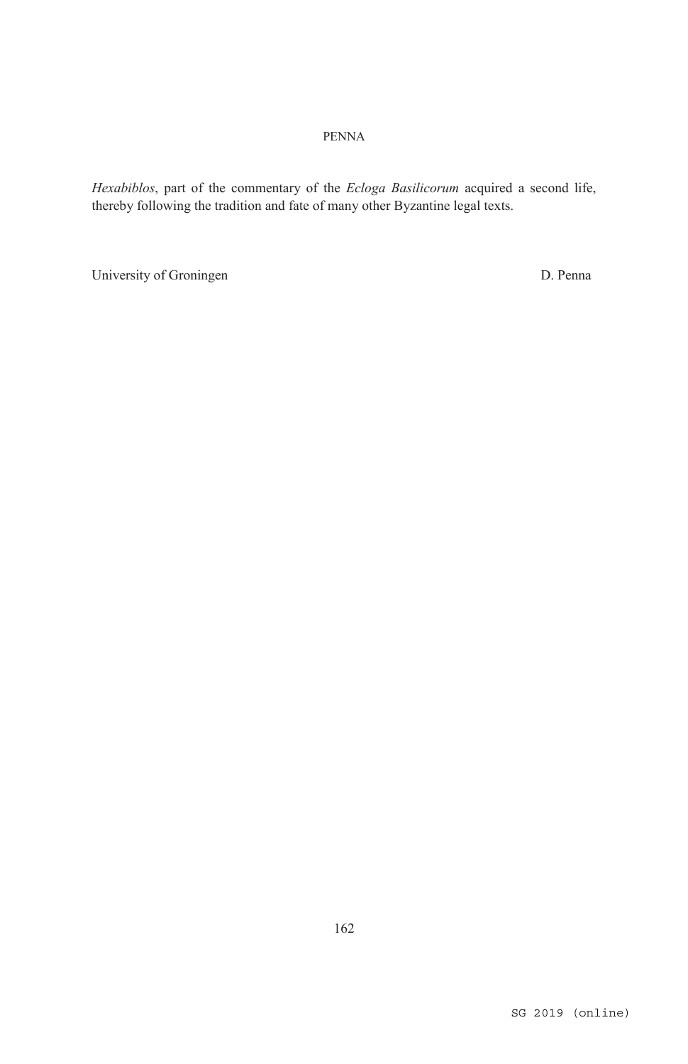*Hexabiblos*, part of the commentary of the *Ecloga Basilicorum* acquired a second life, thereby following the tradition and fate of many other Byzantine legal texts.

University of Groningen D. Penna